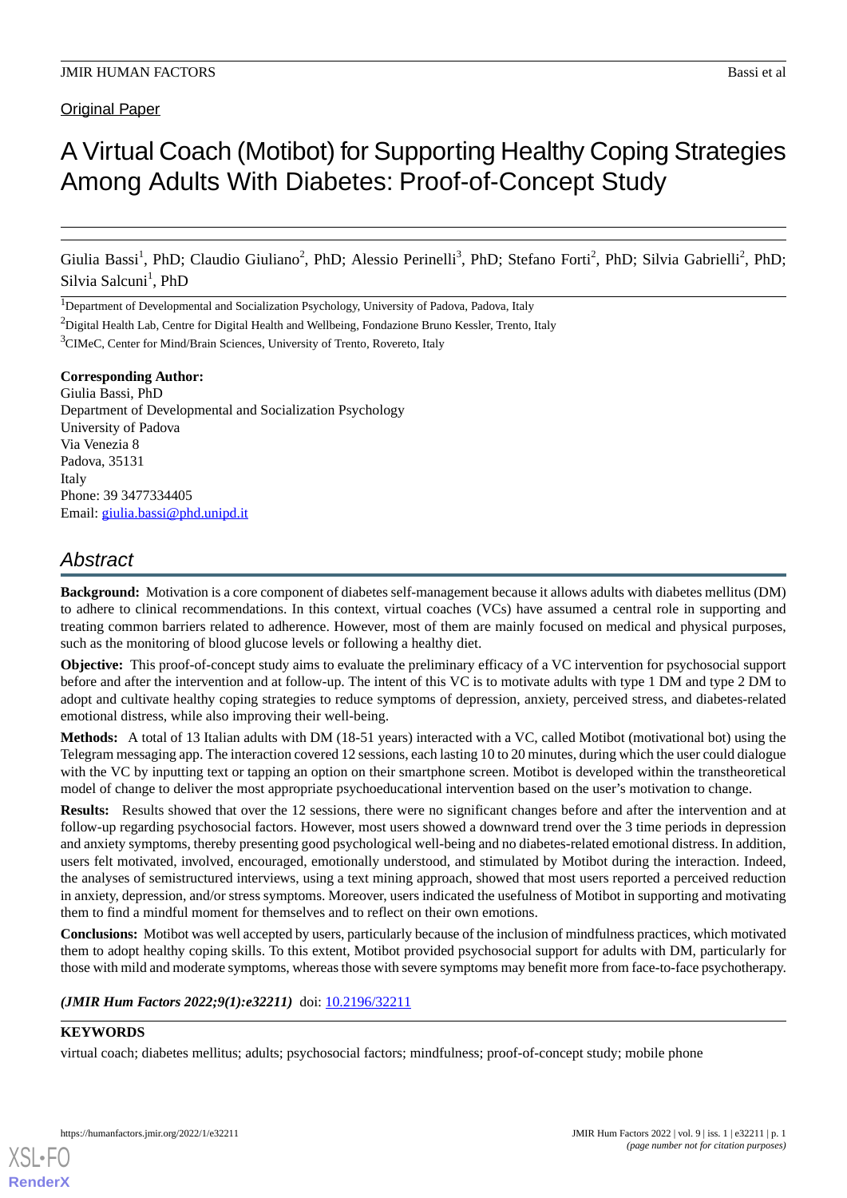Original Paper

# A Virtual Coach (Motibot) for Supporting Healthy Coping Strategies Among Adults With Diabetes: Proof-of-Concept Study

Giulia Bassi[1], PhD; Claudio Giuliano[2], PhD; Alessio Perinelli[3], PhD; Stefano Forti[2], PhD; Silvia Gabrielli[2], PhD; Silvia Salcuni[1], PhD

[1]Department of Developmental and Socialization Psychology, University of Padova, Padova, Italy

[2]Digital Health Lab, Centre for Digital Health and Wellbeing, Fondazione Bruno Kessler, Trento, Italy

[3]CIMeC, Center for Mind/Brain Sciences, University of Trento, Rovereto, Italy

**Corresponding Author:**
Giulia Bassi, PhD
Department of Developmental and Socialization Psychology
University of Padova
Via Venezia 8
Padova, 35131
Italy
Phone: 39 3477334405
Email: giulia.bassi@phd.unipd.it

## Abstract

**Background:** Motivation is a core component of diabetes self-management because it allows adults with diabetes mellitus (DM) to adhere to clinical recommendations. In this context, virtual coaches (VCs) have assumed a central role in supporting and treating common barriers related to adherence. However, most of them are mainly focused on medical and physical purposes, such as the monitoring of blood glucose levels or following a healthy diet.

**Objective:** This proof-of-concept study aims to evaluate the preliminary efficacy of a VC intervention for psychosocial support before and after the intervention and at follow-up. The intent of this VC is to motivate adults with type 1 DM and type 2 DM to adopt and cultivate healthy coping strategies to reduce symptoms of depression, anxiety, perceived stress, and diabetes-related emotional distress, while also improving their well-being.

**Methods:** A total of 13 Italian adults with DM (18-51 years) interacted with a VC, called Motibot (motivational bot) using the Telegram messaging app. The interaction covered 12 sessions, each lasting 10 to 20 minutes, during which the user could dialogue with the VC by inputting text or tapping an option on their smartphone screen. Motibot is developed within the transtheoretical model of change to deliver the most appropriate psychoeducational intervention based on the user's motivation to change.

**Results:** Results showed that over the 12 sessions, there were no significant changes before and after the intervention and at follow-up regarding psychosocial factors. However, most users showed a downward trend over the 3 time periods in depression and anxiety symptoms, thereby presenting good psychological well-being and no diabetes-related emotional distress. In addition, users felt motivated, involved, encouraged, emotionally understood, and stimulated by Motibot during the interaction. Indeed, the analyses of semistructured interviews, using a text mining approach, showed that most users reported a perceived reduction in anxiety, depression, and/or stress symptoms. Moreover, users indicated the usefulness of Motibot in supporting and motivating them to find a mindful moment for themselves and to reflect on their own emotions.

**Conclusions:** Motibot was well accepted by users, particularly because of the inclusion of mindfulness practices, which motivated them to adopt healthy coping skills. To this extent, Motibot provided psychosocial support for adults with DM, particularly for those with mild and moderate symptoms, whereas those with severe symptoms may benefit more from face-to-face psychotherapy.

***(JMIR Hum Factors 2022;9(1):e32211)*** doi: 10.2196/32211

**KEYWORDS**

virtual coach; diabetes mellitus; adults; psychosocial factors; mindfulness; proof-of-concept study; mobile phone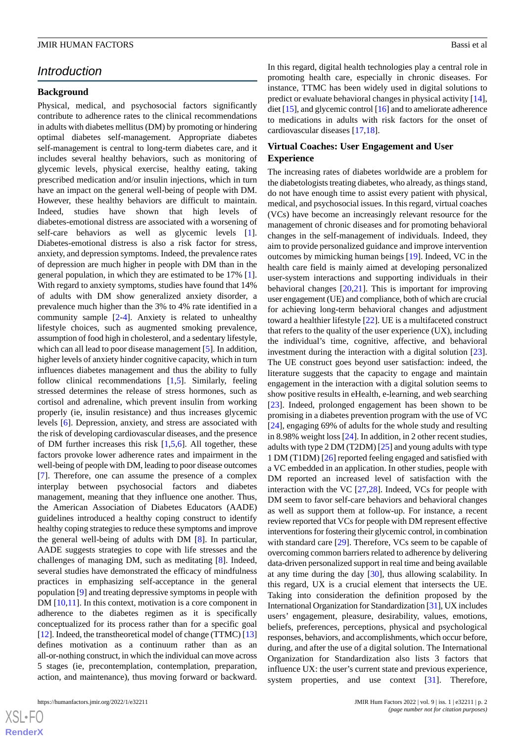## Introduction

### Background

Physical, medical, and psychosocial factors significantly contribute to adherence rates to the clinical recommendations in adults with diabetes mellitus (DM) by promoting or hindering optimal diabetes self-management. Appropriate diabetes self-management is central to long-term diabetes care, and it includes several healthy behaviors, such as monitoring of glycemic levels, physical exercise, healthy eating, taking prescribed medication and/or insulin injections, which in turn have an impact on the general well-being of people with DM. However, these healthy behaviors are difficult to maintain. Indeed, studies have shown that high levels of diabetes-emotional distress are associated with a worsening of self-care behaviors as well as glycemic levels [1]. Diabetes-emotional distress is also a risk factor for stress, anxiety, and depression symptoms. Indeed, the prevalence rates of depression are much higher in people with DM than in the general population, in which they are estimated to be 17% [1]. With regard to anxiety symptoms, studies have found that 14% of adults with DM show generalized anxiety disorder, a prevalence much higher than the 3% to 4% rate identified in a community sample [2-4]. Anxiety is related to unhealthy lifestyle choices, such as augmented smoking prevalence, assumption of food high in cholesterol, and a sedentary lifestyle, which can all lead to poor disease management [5]. In addition, higher levels of anxiety hinder cognitive capacity, which in turn influences diabetes management and thus the ability to fully follow clinical recommendations [1,5]. Similarly, feeling stressed determines the release of stress hormones, such as cortisol and adrenaline, which prevent insulin from working properly (ie, insulin resistance) and thus increases glycemic levels [6]. Depression, anxiety, and stress are associated with the risk of developing cardiovascular diseases, and the presence of DM further increases this risk [1,5,6]. All together, these factors provoke lower adherence rates and impairment in the well-being of people with DM, leading to poor disease outcomes [7]. Therefore, one can assume the presence of a complex interplay between psychosocial factors and diabetes management, meaning that they influence one another. Thus, the American Association of Diabetes Educators (AADE) guidelines introduced a healthy coping construct to identify healthy coping strategies to reduce these symptoms and improve the general well-being of adults with DM [8]. In particular, AADE suggests strategies to cope with life stresses and the challenges of managing DM, such as meditating [8]. Indeed, several studies have demonstrated the efficacy of mindfulness practices in emphasizing self-acceptance in the general population [9] and treating depressive symptoms in people with DM [10,11]. In this context, motivation is a core component in adherence to the diabetes regimen as it is specifically conceptualized for its process rather than for a specific goal [12]. Indeed, the transtheoretical model of change (TTMC) [13] defines motivation as a continuum rather than as an all-or-nothing construct, in which the individual can move across 5 stages (ie, precontemplation, contemplation, preparation, action, and maintenance), thus moving forward or backward. In this regard, digital health technologies play a central role in promoting health care, especially in chronic diseases. For instance, TTMC has been widely used in digital solutions to predict or evaluate behavioral changes in physical activity [14], diet [15], and glycemic control [16] and to ameliorate adherence to medications in adults with risk factors for the onset of cardiovascular diseases [17,18].

### Virtual Coaches: User Engagement and User Experience

The increasing rates of diabetes worldwide are a problem for the diabetologists treating diabetes, who already, as things stand, do not have enough time to assist every patient with physical, medical, and psychosocial issues. In this regard, virtual coaches (VCs) have become an increasingly relevant resource for the management of chronic diseases and for promoting behavioral changes in the self-management of individuals. Indeed, they aim to provide personalized guidance and improve intervention outcomes by mimicking human beings [19]. Indeed, VC in the health care field is mainly aimed at developing personalized user-system interactions and supporting individuals in their behavioral changes [20,21]. This is important for improving user engagement (UE) and compliance, both of which are crucial for achieving long-term behavioral changes and adjustment toward a healthier lifestyle [22]. UE is a multifaceted construct that refers to the quality of the user experience (UX), including the individual's time, cognitive, affective, and behavioral investment during the interaction with a digital solution [23]. The UE construct goes beyond user satisfaction: indeed, the literature suggests that the capacity to engage and maintain engagement in the interaction with a digital solution seems to show positive results in eHealth, e-learning, and web searching [23]. Indeed, prolonged engagement has been shown to be promising in a diabetes prevention program with the use of VC [24], engaging 69% of adults for the whole study and resulting in 8.98% weight loss [24]. In addition, in 2 other recent studies, adults with type 2 DM (T2DM) [25] and young adults with type 1 DM (T1DM) [26] reported feeling engaged and satisfied with a VC embedded in an application. In other studies, people with DM reported an increased level of satisfaction with the interaction with the VC [27,28]. Indeed, VCs for people with DM seem to favor self-care behaviors and behavioral changes as well as support them at follow-up. For instance, a recent review reported that VCs for people with DM represent effective interventions for fostering their glycemic control, in combination with standard care [29]. Therefore, VCs seem to be capable of overcoming common barriers related to adherence by delivering data-driven personalized support in real time and being available at any time during the day [30], thus allowing scalability. In this regard, UX is a crucial element that intersects the UE. Taking into consideration the definition proposed by the International Organization for Standardization [31], UX includes users' engagement, pleasure, desirability, values, emotions, beliefs, preferences, perceptions, physical and psychological responses, behaviors, and accomplishments, which occur before, during, and after the use of a digital solution. The International Organization for Standardization also lists 3 factors that influence UX: the user's current state and previous experience, system properties, and use context [31]. Therefore,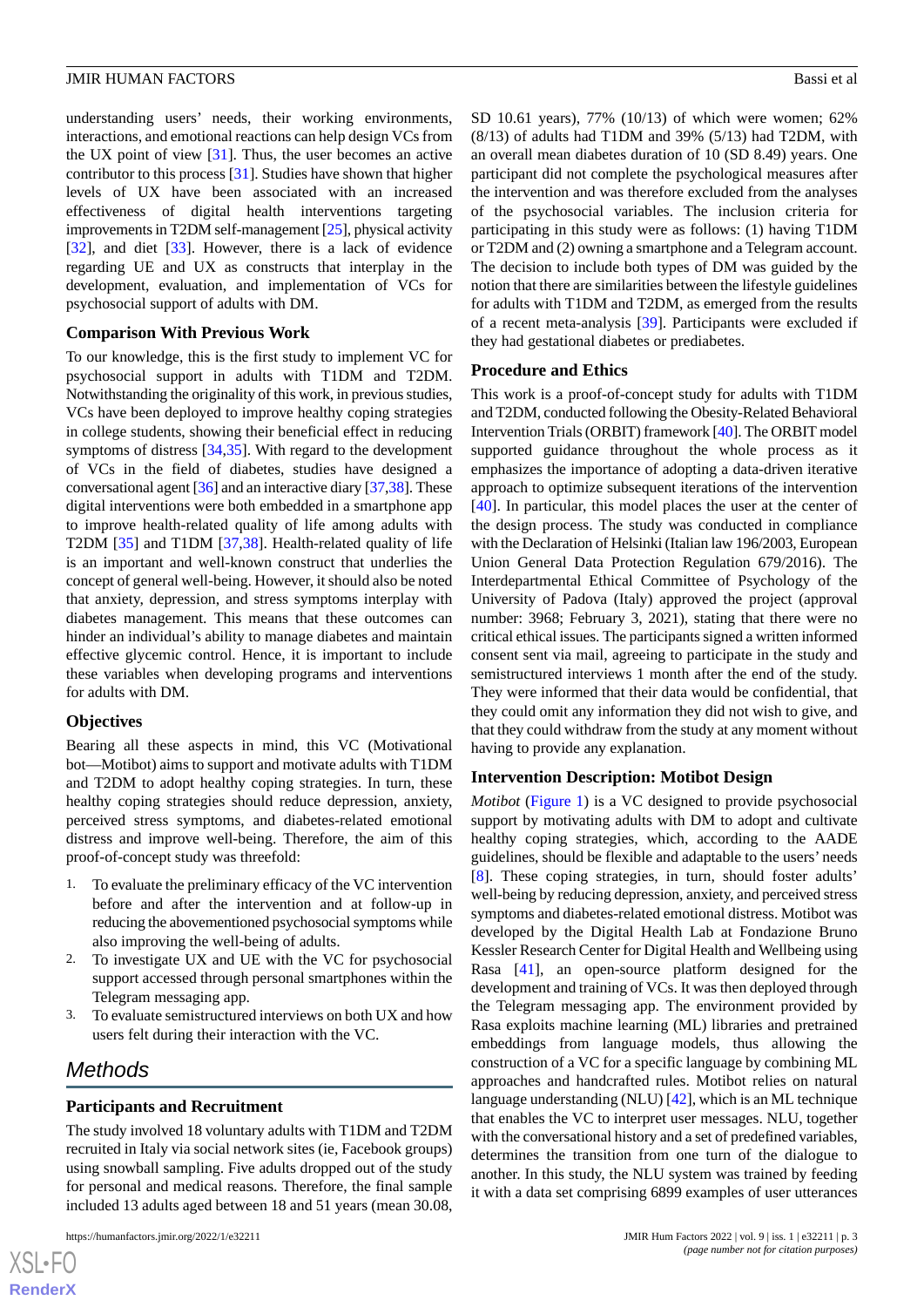understanding users' needs, their working environments, interactions, and emotional reactions can help design VCs from the UX point of view [31]. Thus, the user becomes an active contributor to this process [31]. Studies have shown that higher levels of UX have been associated with an increased effectiveness of digital health interventions targeting improvements in T2DM self-management [25], physical activity [32], and diet [33]. However, there is a lack of evidence regarding UE and UX as constructs that interplay in the development, evaluation, and implementation of VCs for psychosocial support of adults with DM.

### Comparison With Previous Work

To our knowledge, this is the first study to implement VC for psychosocial support in adults with T1DM and T2DM. Notwithstanding the originality of this work, in previous studies, VCs have been deployed to improve healthy coping strategies in college students, showing their beneficial effect in reducing symptoms of distress [34,35]. With regard to the development of VCs in the field of diabetes, studies have designed a conversational agent [36] and an interactive diary [37,38]. These digital interventions were both embedded in a smartphone app to improve health-related quality of life among adults with T2DM [35] and T1DM [37,38]. Health-related quality of life is an important and well-known construct that underlies the concept of general well-being. However, it should also be noted that anxiety, depression, and stress symptoms interplay with diabetes management. This means that these outcomes can hinder an individual's ability to manage diabetes and maintain effective glycemic control. Hence, it is important to include these variables when developing programs and interventions for adults with DM.

### Objectives

Bearing all these aspects in mind, this VC (Motivational bot—Motibot) aims to support and motivate adults with T1DM and T2DM to adopt healthy coping strategies. In turn, these healthy coping strategies should reduce depression, anxiety, perceived stress symptoms, and diabetes-related emotional distress and improve well-being. Therefore, the aim of this proof-of-concept study was threefold:

1. To evaluate the preliminary efficacy of the VC intervention before and after the intervention and at follow-up in reducing the abovementioned psychosocial symptoms while also improving the well-being of adults.
2. To investigate UX and UE with the VC for psychosocial support accessed through personal smartphones within the Telegram messaging app.
3. To evaluate semistructured interviews on both UX and how users felt during their interaction with the VC.

## Methods

### Participants and Recruitment

The study involved 18 voluntary adults with T1DM and T2DM recruited in Italy via social network sites (ie, Facebook groups) using snowball sampling. Five adults dropped out of the study for personal and medical reasons. Therefore, the final sample included 13 adults aged between 18 and 51 years (mean 30.08, SD 10.61 years), 77% (10/13) of which were women; 62% (8/13) of adults had T1DM and 39% (5/13) had T2DM, with an overall mean diabetes duration of 10 (SD 8.49) years. One participant did not complete the psychological measures after the intervention and was therefore excluded from the analyses of the psychosocial variables. The inclusion criteria for participating in this study were as follows: (1) having T1DM or T2DM and (2) owning a smartphone and a Telegram account. The decision to include both types of DM was guided by the notion that there are similarities between the lifestyle guidelines for adults with T1DM and T2DM, as emerged from the results of a recent meta-analysis [39]. Participants were excluded if they had gestational diabetes or prediabetes.

### Procedure and Ethics

This work is a proof-of-concept study for adults with T1DM and T2DM, conducted following the Obesity-Related Behavioral Intervention Trials (ORBIT) framework [40]. The ORBIT model supported guidance throughout the whole process as it emphasizes the importance of adopting a data-driven iterative approach to optimize subsequent iterations of the intervention [40]. In particular, this model places the user at the center of the design process. The study was conducted in compliance with the Declaration of Helsinki (Italian law 196/2003, European Union General Data Protection Regulation 679/2016). The Interdepartmental Ethical Committee of Psychology of the University of Padova (Italy) approved the project (approval number: 3968; February 3, 2021), stating that there were no critical ethical issues. The participants signed a written informed consent sent via mail, agreeing to participate in the study and semistructured interviews 1 month after the end of the study. They were informed that their data would be confidential, that they could omit any information they did not wish to give, and that they could withdraw from the study at any moment without having to provide any explanation.

### Intervention Description: Motibot Design

*Motibot* (Figure 1) is a VC designed to provide psychosocial support by motivating adults with DM to adopt and cultivate healthy coping strategies, which, according to the AADE guidelines, should be flexible and adaptable to the users' needs [8]. These coping strategies, in turn, should foster adults' well-being by reducing depression, anxiety, and perceived stress symptoms and diabetes-related emotional distress. Motibot was developed by the Digital Health Lab at Fondazione Bruno Kessler Research Center for Digital Health and Wellbeing using Rasa [41], an open-source platform designed for the development and training of VCs. It was then deployed through the Telegram messaging app. The environment provided by Rasa exploits machine learning (ML) libraries and pretrained embeddings from language models, thus allowing the construction of a VC for a specific language by combining ML approaches and handcrafted rules. Motibot relies on natural language understanding (NLU) [42], which is an ML technique that enables the VC to interpret user messages. NLU, together with the conversational history and a set of predefined variables, determines the transition from one turn of the dialogue to another. In this study, the NLU system was trained by feeding it with a data set comprising 6899 examples of user utterances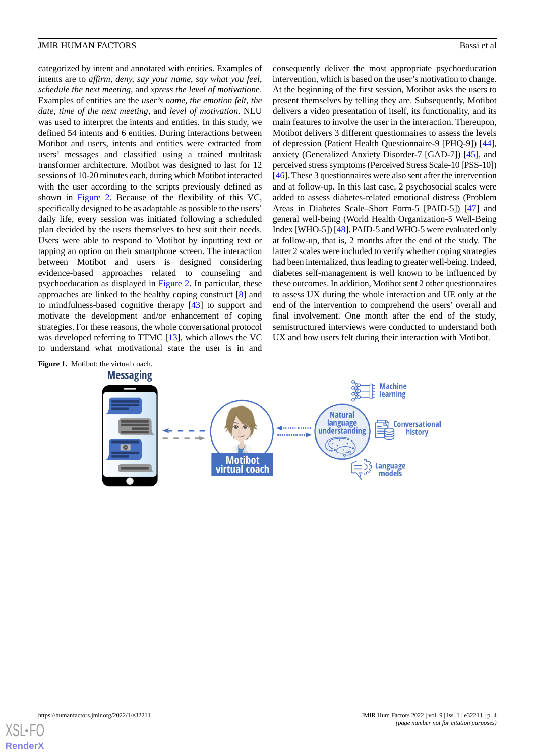categorized by intent and annotated with entities. Examples of intents are to *affirm, deny, say your name, say what you feel, schedule the next meeting,* and *xpress the level of motivatione*. Examples of entities are the *user's name, the emotion felt, the date, time of the next meeting,* and *level of motivation*. NLU was used to interpret the intents and entities. In this study, we defined 54 intents and 6 entities. During interactions between Motibot and users, intents and entities were extracted from users' messages and classified using a trained multitask transformer architecture. Motibot was designed to last for 12 sessions of 10-20 minutes each, during which Motibot interacted with the user according to the scripts previously defined as shown in Figure 2. Because of the flexibility of this VC, specifically designed to be as adaptable as possible to the users' daily life, every session was initiated following a scheduled plan decided by the users themselves to best suit their needs. Users were able to respond to Motibot by inputting text or tapping an option on their smartphone screen. The interaction between Motibot and users is designed considering evidence-based approaches related to counseling and psychoeducation as displayed in Figure 2. In particular, these approaches are linked to the healthy coping construct [8] and to mindfulness-based cognitive therapy [43] to support and motivate the development and/or enhancement of coping strategies. For these reasons, the whole conversational protocol was developed referring to TTMC [13], which allows the VC to understand what motivational state the user is in and consequently deliver the most appropriate psychoeducation intervention, which is based on the user's motivation to change. At the beginning of the first session, Motibot asks the users to present themselves by telling they are. Subsequently, Motibot delivers a video presentation of itself, its functionality, and its main features to involve the user in the interaction. Thereupon, Motibot delivers 3 different questionnaires to assess the levels of depression (Patient Health Questionnaire-9 [PHQ-9]) [44], anxiety (Generalized Anxiety Disorder-7 [GAD-7]) [45], and perceived stress symptoms (Perceived Stress Scale-10 [PSS-10]) [46]. These 3 questionnaires were also sent after the intervention and at follow-up. In this last case, 2 psychosocial scales were added to assess diabetes-related emotional distress (Problem Areas in Diabetes Scale–Short Form-5 [PAID-5]) [47] and general well-being (World Health Organization-5 Well-Being Index [WHO-5]) [48]. PAID-5 and WHO-5 were evaluated only at follow-up, that is, 2 months after the end of the study. The latter 2 scales were included to verify whether coping strategies had been internalized, thus leading to greater well-being. Indeed, diabetes self-management is well known to be influenced by these outcomes. In addition, Motibot sent 2 other questionnaires to assess UX during the whole interaction and UE only at the end of the intervention to comprehend the users' overall and final involvement. One month after the end of the study, semistructured interviews were conducted to understand both UX and how users felt during their interaction with Motibot.

**Figure 1.** Motibot: the virtual coach.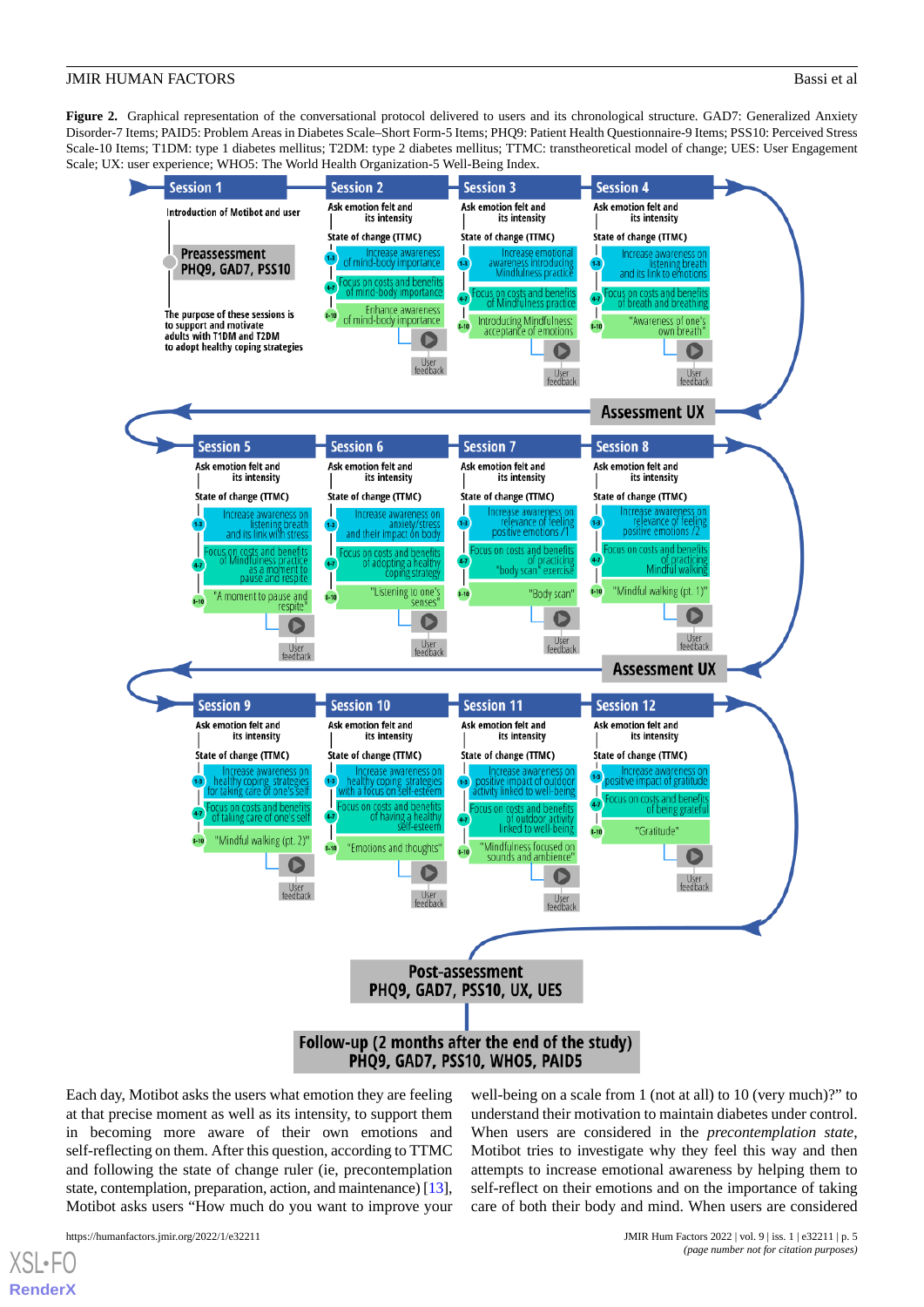**Figure 2.** Graphical representation of the conversational protocol delivered to users and its chronological structure. GAD7: Generalized Anxiety Disorder-7 Items; PAID5: Problem Areas in Diabetes Scale–Short Form-5 Items; PHQ9: Patient Health Questionnaire-9 Items; PSS10: Perceived Stress Scale-10 Items; T1DM: type 1 diabetes mellitus; T2DM: type 2 diabetes mellitus; TTMC: transtheoretical model of change; UES: User Engagement Scale; UX: user experience; WHO5: The World Health Organization-5 Well-Being Index.

Each day, Motibot asks the users what emotion they are feeling at that precise moment as well as its intensity, to support them in becoming more aware of their own emotions and self-reflecting on them. After this question, according to TTMC and following the state of change ruler (ie, precontemplation state, contemplation, preparation, action, and maintenance) [13], Motibot asks users "How much do you want to improve your well-being on a scale from 1 (not at all) to 10 (very much)?" to understand their motivation to maintain diabetes under control. When users are considered in the *precontemplation state*, Motibot tries to investigate why they feel this way and then attempts to increase emotional awareness by helping them to self-reflect on their emotions and on the importance of taking care of both their body and mind. When users are considered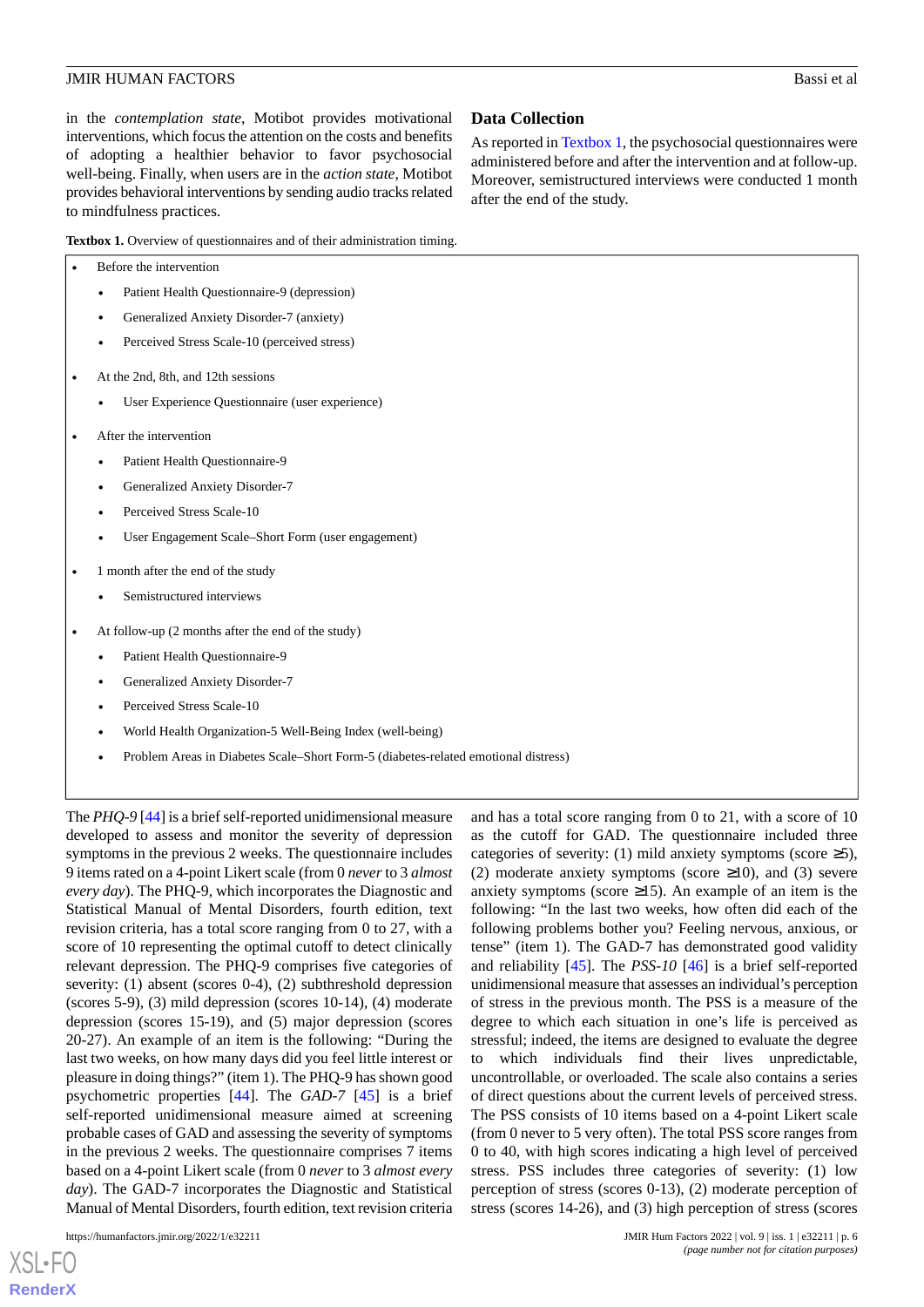in the *contemplation state*, Motibot provides motivational interventions, which focus the attention on the costs and benefits of adopting a healthier behavior to favor psychosocial well-being. Finally, when users are in the *action state*, Motibot provides behavioral interventions by sending audio tracks related to mindfulness practices.

## Data Collection

As reported in Textbox 1, the psychosocial questionnaires were administered before and after the intervention and at follow-up. Moreover, semistructured interviews were conducted 1 month after the end of the study.

**Textbox 1.** Overview of questionnaires and of their administration timing.

- Before the intervention
  - Patient Health Questionnaire-9 (depression)
  - Generalized Anxiety Disorder-7 (anxiety)
  - Perceived Stress Scale-10 (perceived stress)
- At the 2nd, 8th, and 12th sessions
  - User Experience Questionnaire (user experience)
- After the intervention
  - Patient Health Questionnaire-9
  - Generalized Anxiety Disorder-7
  - Perceived Stress Scale-10
  - User Engagement Scale–Short Form (user engagement)
- 1 month after the end of the study
  - Semistructured interviews
- At follow-up (2 months after the end of the study)
  - Patient Health Questionnaire-9
  - Generalized Anxiety Disorder-7
  - Perceived Stress Scale-10
  - World Health Organization-5 Well-Being Index (well-being)
  - Problem Areas in Diabetes Scale–Short Form-5 (diabetes-related emotional distress)

The *PHQ-9* [44] is a brief self-reported unidimensional measure developed to assess and monitor the severity of depression symptoms in the previous 2 weeks. The questionnaire includes 9 items rated on a 4-point Likert scale (from 0 *never* to 3 *almost every day*). The PHQ-9, which incorporates the Diagnostic and Statistical Manual of Mental Disorders, fourth edition, text revision criteria, has a total score ranging from 0 to 27, with a score of 10 representing the optimal cutoff to detect clinically relevant depression. The PHQ-9 comprises five categories of severity: (1) absent (scores 0-4), (2) subthreshold depression (scores 5-9), (3) mild depression (scores 10-14), (4) moderate depression (scores 15-19), and (5) major depression (scores 20-27). An example of an item is the following: "During the last two weeks, on how many days did you feel little interest or pleasure in doing things?" (item 1). The PHQ-9 has shown good psychometric properties [44]. The *GAD-7* [45] is a brief self-reported unidimensional measure aimed at screening probable cases of GAD and assessing the severity of symptoms in the previous 2 weeks. The questionnaire comprises 7 items based on a 4-point Likert scale (from 0 *never* to 3 *almost every day*). The GAD-7 incorporates the Diagnostic and Statistical Manual of Mental Disorders, fourth edition, text revision criteria and has a total score ranging from 0 to 21, with a score of 10 as the cutoff for GAD. The questionnaire included three categories of severity: (1) mild anxiety symptoms (score ≥5), (2) moderate anxiety symptoms (score ≥10), and (3) severe anxiety symptoms (score ≥15). An example of an item is the following: "In the last two weeks, how often did each of the following problems bother you? Feeling nervous, anxious, or tense" (item 1). The GAD-7 has demonstrated good validity and reliability [45]. The *PSS-10* [46] is a brief self-reported unidimensional measure that assesses an individual's perception of stress in the previous month. The PSS is a measure of the degree to which each situation in one's life is perceived as stressful; indeed, the items are designed to evaluate the degree to which individuals find their lives unpredictable, uncontrollable, or overloaded. The scale also contains a series of direct questions about the current levels of perceived stress. The PSS consists of 10 items based on a 4-point Likert scale (from 0 never to 5 very often). The total PSS score ranges from 0 to 40, with high scores indicating a high level of perceived stress. PSS includes three categories of severity: (1) low perception of stress (scores 0-13), (2) moderate perception of stress (scores 14-26), and (3) high perception of stress (scores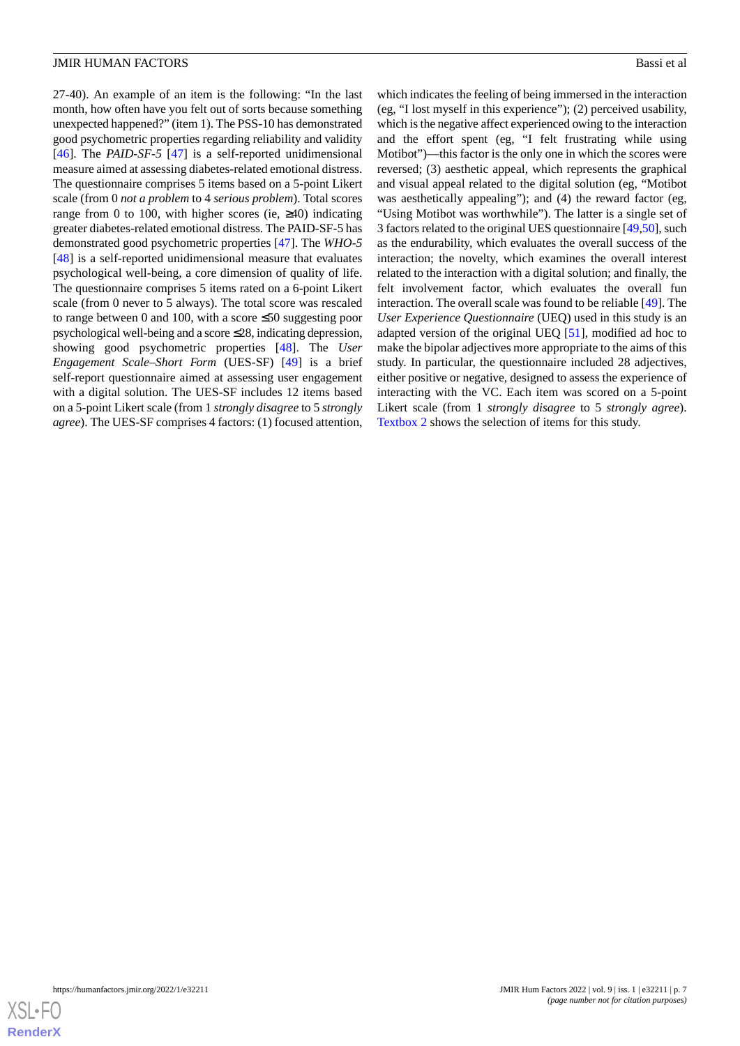27-40). An example of an item is the following: "In the last month, how often have you felt out of sorts because something unexpected happened?" (item 1). The PSS-10 has demonstrated good psychometric properties regarding reliability and validity [46]. The *PAID-SF-5* [47] is a self-reported unidimensional measure aimed at assessing diabetes-related emotional distress. The questionnaire comprises 5 items based on a 5-point Likert scale (from 0 *not a problem* to 4 *serious problem*). Total scores range from 0 to 100, with higher scores (ie, ≥40) indicating greater diabetes-related emotional distress. The PAID-SF-5 has demonstrated good psychometric properties [47]. The *WHO-5* [48] is a self-reported unidimensional measure that evaluates psychological well-being, a core dimension of quality of life. The questionnaire comprises 5 items rated on a 6-point Likert scale (from 0 never to 5 always). The total score was rescaled to range between 0 and 100, with a score ≤50 suggesting poor psychological well-being and a score ≤28, indicating depression, showing good psychometric properties [48]. The *User Engagement Scale–Short Form* (UES-SF) [49] is a brief self-report questionnaire aimed at assessing user engagement with a digital solution. The UES-SF includes 12 items based on a 5-point Likert scale (from 1 *strongly disagree* to 5 *strongly agree*). The UES-SF comprises 4 factors: (1) focused attention, which indicates the feeling of being immersed in the interaction (eg, "I lost myself in this experience"); (2) perceived usability, which is the negative affect experienced owing to the interaction and the effort spent (eg, "I felt frustrating while using Motibot")—this factor is the only one in which the scores were reversed; (3) aesthetic appeal, which represents the graphical and visual appeal related to the digital solution (eg, "Motibot was aesthetically appealing"); and (4) the reward factor (eg, "Using Motibot was worthwhile"). The latter is a single set of 3 factors related to the original UES questionnaire [49,50], such as the endurability, which evaluates the overall success of the interaction; the novelty, which examines the overall interest related to the interaction with a digital solution; and finally, the felt involvement factor, which evaluates the overall fun interaction. The overall scale was found to be reliable [49]. The *User Experience Questionnaire* (UEQ) used in this study is an adapted version of the original UEQ [51], modified ad hoc to make the bipolar adjectives more appropriate to the aims of this study. In particular, the questionnaire included 28 adjectives, either positive or negative, designed to assess the experience of interacting with the VC. Each item was scored on a 5-point Likert scale (from 1 *strongly disagree* to 5 *strongly agree*). Textbox 2 shows the selection of items for this study.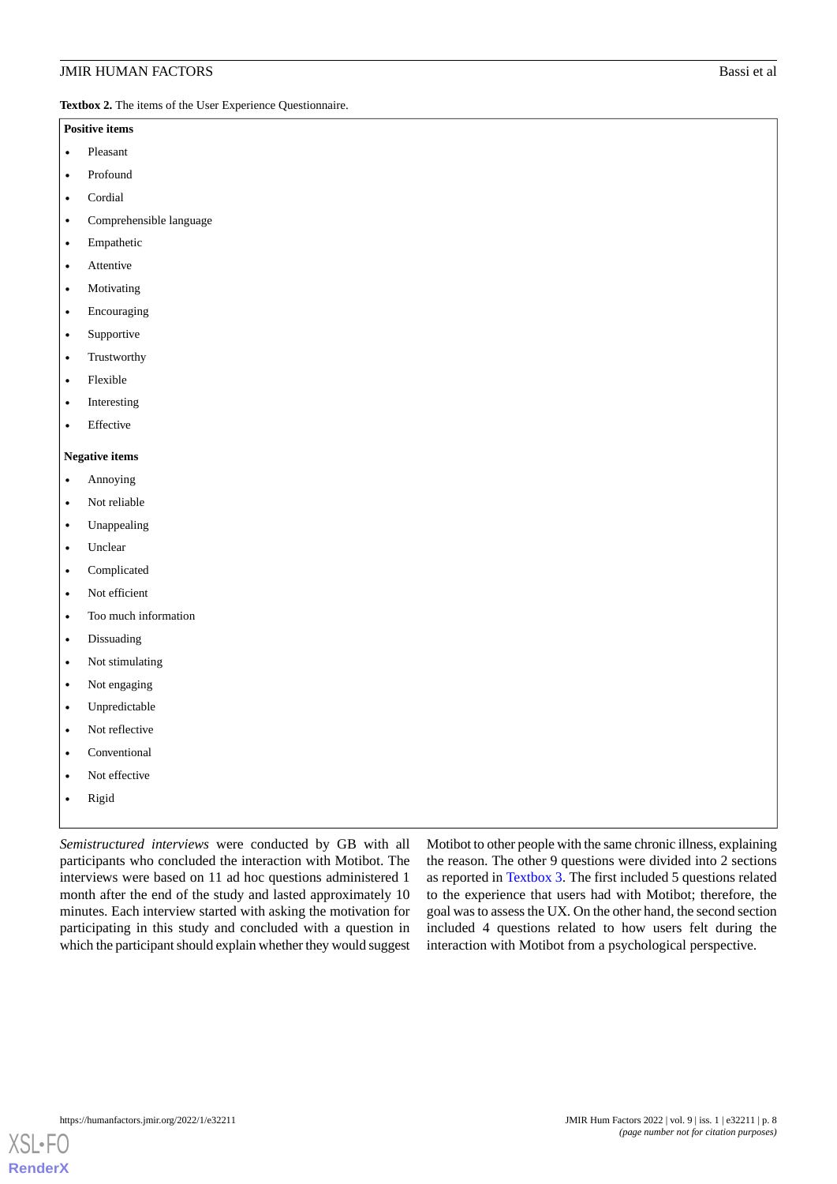**Textbox 2.** The items of the User Experience Questionnaire.

**Positive items**

- Pleasant
- Profound
- Cordial
- Comprehensible language
- Empathetic
- Attentive
- Motivating
- Encouraging
- Supportive
- Trustworthy
- Flexible
- Interesting
- Effective

**Negative items**

- Annoying
- Not reliable
- Unappealing
- Unclear
- Complicated
- Not efficient
- Too much information
- Dissuading
- Not stimulating
- Not engaging
- Unpredictable
- Not reflective
- Conventional
- Not effective
- Rigid

*Semistructured interviews* were conducted by GB with all participants who concluded the interaction with Motibot. The interviews were based on 11 ad hoc questions administered 1 month after the end of the study and lasted approximately 10 minutes. Each interview started with asking the motivation for participating in this study and concluded with a question in which the participant should explain whether they would suggest Motibot to other people with the same chronic illness, explaining the reason. The other 9 questions were divided into 2 sections as reported in Textbox 3. The first included 5 questions related to the experience that users had with Motibot; therefore, the goal was to assess the UX. On the other hand, the second section included 4 questions related to how users felt during the interaction with Motibot from a psychological perspective.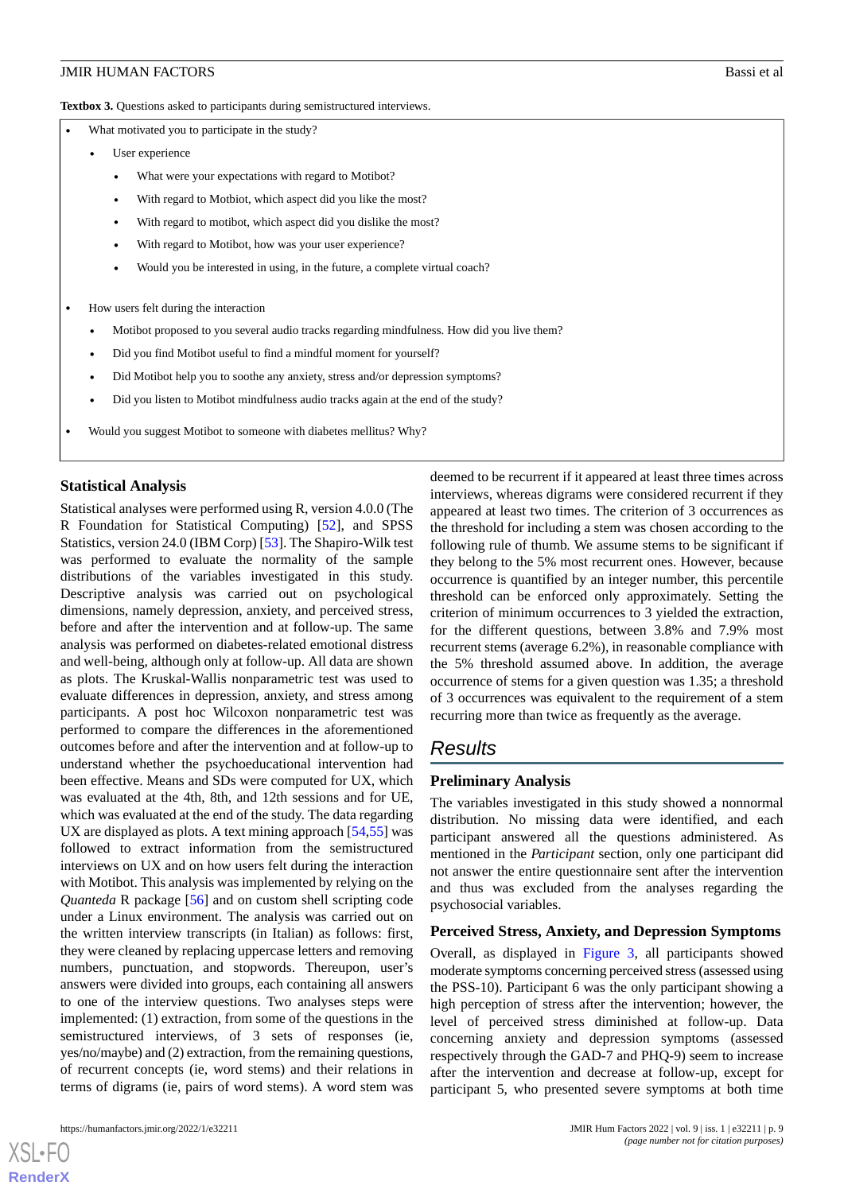**Textbox 3.** Questions asked to participants during semistructured interviews.

- What motivated you to participate in the study?
  - User experience
    - What were your expectations with regard to Motibot?
    - With regard to Motbiot, which aspect did you like the most?
    - With regard to motibot, which aspect did you dislike the most?
    - With regard to Motibot, how was your user experience?
    - Would you be interested in using, in the future, a complete virtual coach?
- How users felt during the interaction
  - Motibot proposed to you several audio tracks regarding mindfulness. How did you live them?
  - Did you find Motibot useful to find a mindful moment for yourself?
  - Did Motibot help you to soothe any anxiety, stress and/or depression symptoms?
  - Did you listen to Motibot mindfulness audio tracks again at the end of the study?
- Would you suggest Motibot to someone with diabetes mellitus? Why?

### Statistical Analysis

Statistical analyses were performed using R, version 4.0.0 (The R Foundation for Statistical Computing) [52], and SPSS Statistics, version 24.0 (IBM Corp) [53]. The Shapiro-Wilk test was performed to evaluate the normality of the sample distributions of the variables investigated in this study. Descriptive analysis was carried out on psychological dimensions, namely depression, anxiety, and perceived stress, before and after the intervention and at follow-up. The same analysis was performed on diabetes-related emotional distress and well-being, although only at follow-up. All data are shown as plots. The Kruskal-Wallis nonparametric test was used to evaluate differences in depression, anxiety, and stress among participants. A post hoc Wilcoxon nonparametric test was performed to compare the differences in the aforementioned outcomes before and after the intervention and at follow-up to understand whether the psychoeducational intervention had been effective. Means and SDs were computed for UX, which was evaluated at the 4th, 8th, and 12th sessions and for UE, which was evaluated at the end of the study. The data regarding UX are displayed as plots. A text mining approach [54,55] was followed to extract information from the semistructured interviews on UX and on how users felt during the interaction with Motibot. This analysis was implemented by relying on the *Quanteda* R package [56] and on custom shell scripting code under a Linux environment. The analysis was carried out on the written interview transcripts (in Italian) as follows: first, they were cleaned by replacing uppercase letters and removing numbers, punctuation, and stopwords. Thereupon, user's answers were divided into groups, each containing all answers to one of the interview questions. Two analyses steps were implemented: (1) extraction, from some of the questions in the semistructured interviews, of 3 sets of responses (ie, yes/no/maybe) and (2) extraction, from the remaining questions, of recurrent concepts (ie, word stems) and their relations in terms of digrams (ie, pairs of word stems). A word stem was deemed to be recurrent if it appeared at least three times across interviews, whereas digrams were considered recurrent if they appeared at least two times. The criterion of 3 occurrences as the threshold for including a stem was chosen according to the following rule of thumb. We assume stems to be significant if they belong to the 5% most recurrent ones. However, because occurrence is quantified by an integer number, this percentile threshold can be enforced only approximately. Setting the criterion of minimum occurrences to 3 yielded the extraction, for the different questions, between 3.8% and 7.9% most recurrent stems (average 6.2%), in reasonable compliance with the 5% threshold assumed above. In addition, the average occurrence of stems for a given question was 1.35; a threshold of 3 occurrences was equivalent to the requirement of a stem recurring more than twice as frequently as the average.

## Results

### Preliminary Analysis

The variables investigated in this study showed a nonnormal distribution. No missing data were identified, and each participant answered all the questions administered. As mentioned in the *Participant* section, only one participant did not answer the entire questionnaire sent after the intervention and thus was excluded from the analyses regarding the psychosocial variables.

### Perceived Stress, Anxiety, and Depression Symptoms

Overall, as displayed in Figure 3, all participants showed moderate symptoms concerning perceived stress (assessed using the PSS-10). Participant 6 was the only participant showing a high perception of stress after the intervention; however, the level of perceived stress diminished at follow-up. Data concerning anxiety and depression symptoms (assessed respectively through the GAD-7 and PHQ-9) seem to increase after the intervention and decrease at follow-up, except for participant 5, who presented severe symptoms at both time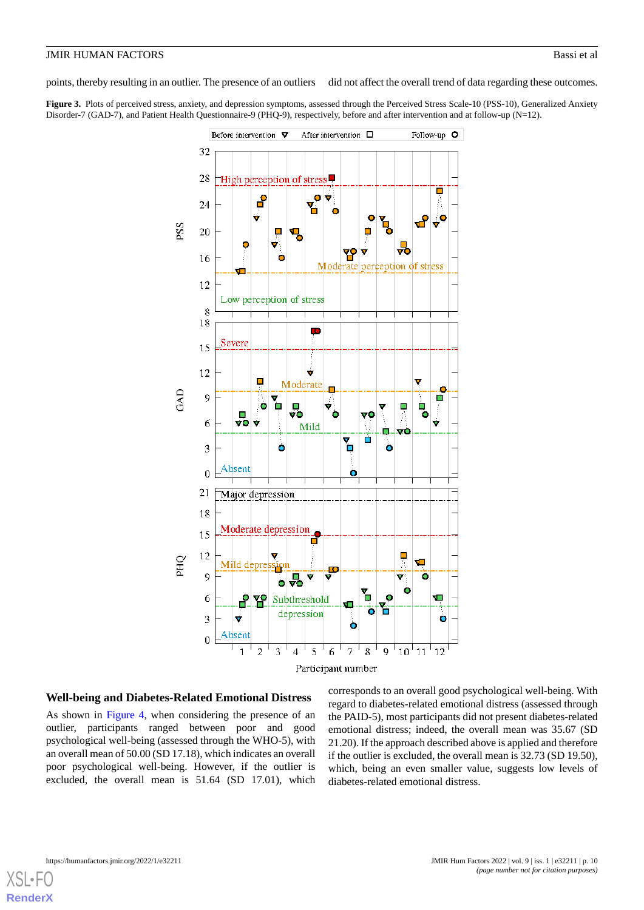points, thereby resulting in an outlier. The presence of an outliers did not affect the overall trend of data regarding these outcomes.

**Figure 3.** Plots of perceived stress, anxiety, and depression symptoms, assessed through the Perceived Stress Scale-10 (PSS-10), Generalized Anxiety Disorder-7 (GAD-7), and Patient Health Questionnaire-9 (PHQ-9), respectively, before and after intervention and at follow-up (N=12).

## Well-being and Diabetes-Related Emotional Distress

As shown in Figure 4, when considering the presence of an outlier, participants ranged between poor and good psychological well-being (assessed through the WHO-5), with an overall mean of 50.00 (SD 17.18), which indicates an overall poor psychological well-being. However, if the outlier is excluded, the overall mean is 51.64 (SD 17.01), which corresponds to an overall good psychological well-being. With regard to diabetes-related emotional distress (assessed through the PAID-5), most participants did not present diabetes-related emotional distress; indeed, the overall mean was 35.67 (SD 21.20). If the approach described above is applied and therefore if the outlier is excluded, the overall mean is 32.73 (SD 19.50), which, being an even smaller value, suggests low levels of diabetes-related emotional distress.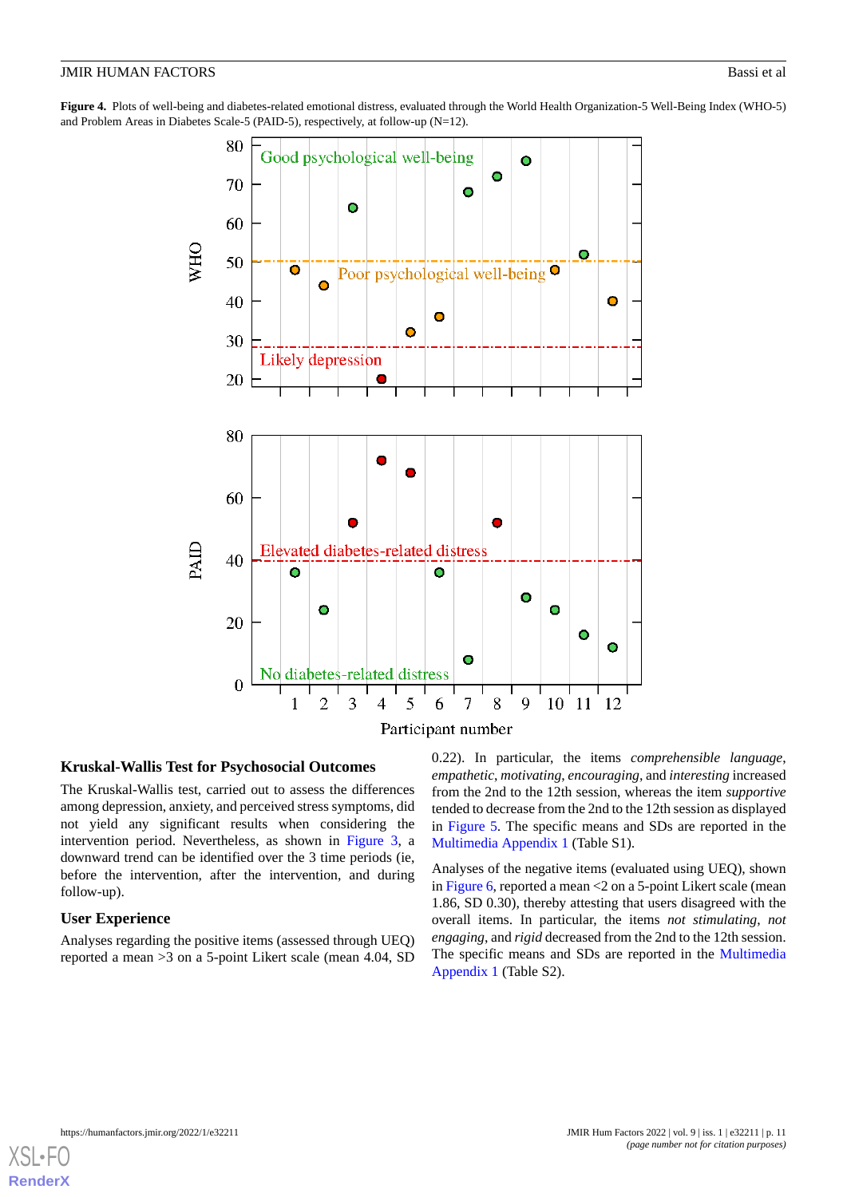**Figure 4.** Plots of well-being and diabetes-related emotional distress, evaluated through the World Health Organization-5 Well-Being Index (WHO-5) and Problem Areas in Diabetes Scale-5 (PAID-5), respectively, at follow-up (N=12).

### Kruskal-Wallis Test for Psychosocial Outcomes

The Kruskal-Wallis test, carried out to assess the differences among depression, anxiety, and perceived stress symptoms, did not yield any significant results when considering the intervention period. Nevertheless, as shown in Figure 3, a downward trend can be identified over the 3 time periods (ie, before the intervention, after the intervention, and during follow-up).

### User Experience

Analyses regarding the positive items (assessed through UEQ) reported a mean >3 on a 5-point Likert scale (mean 4.04, SD 0.22). In particular, the items *comprehensible language*, *empathetic*, *motivating*, *encouraging*, and *interesting* increased from the 2nd to the 12th session, whereas the item *supportive* tended to decrease from the 2nd to the 12th session as displayed in Figure 5. The specific means and SDs are reported in the Multimedia Appendix 1 (Table S1).

Analyses of the negative items (evaluated using UEQ), shown in Figure 6, reported a mean <2 on a 5-point Likert scale (mean 1.86, SD 0.30), thereby attesting that users disagreed with the overall items. In particular, the items *not stimulating*, *not engaging*, and *rigid* decreased from the 2nd to the 12th session. The specific means and SDs are reported in the Multimedia Appendix 1 (Table S2).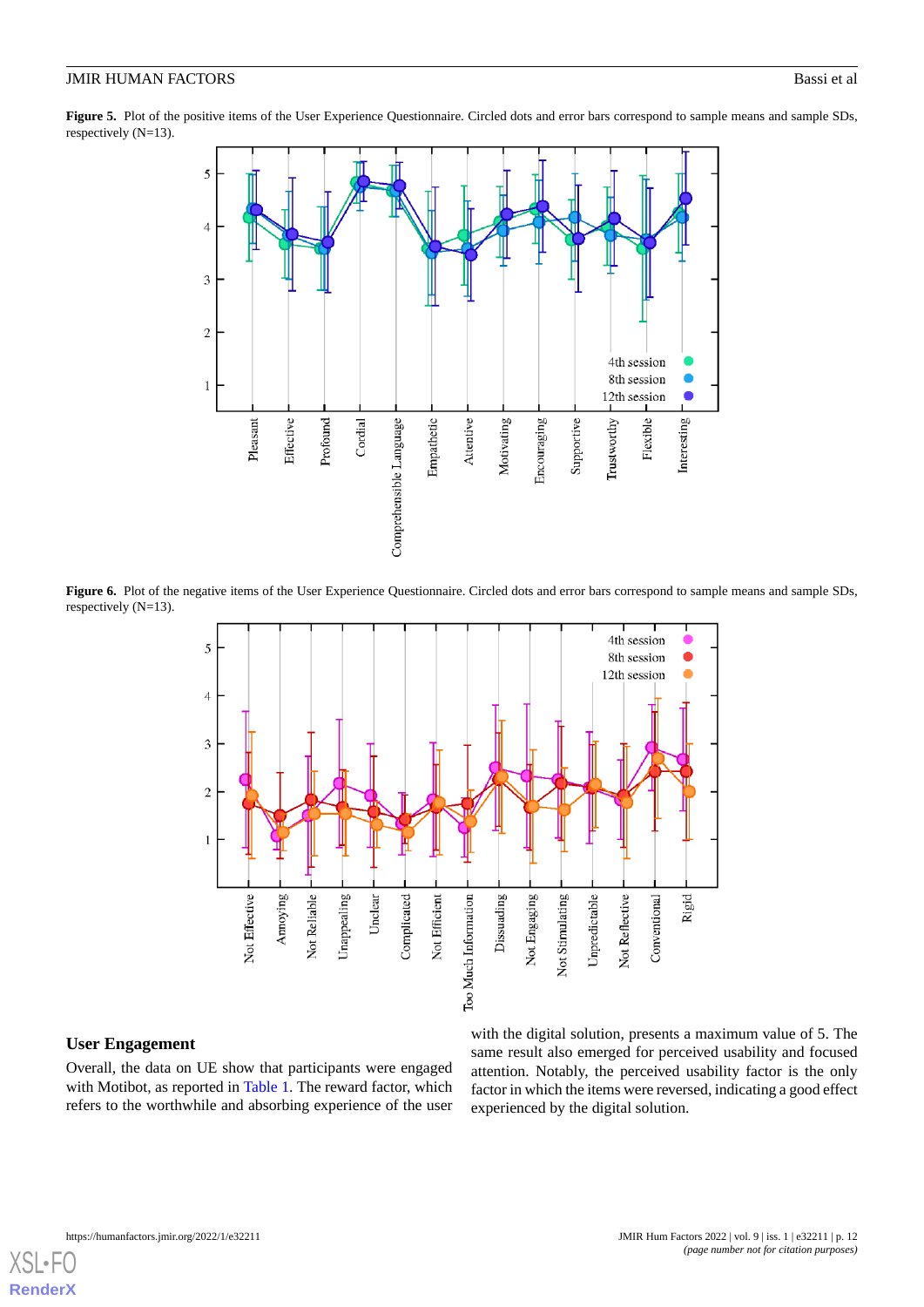**Figure 5.** Plot of the positive items of the User Experience Questionnaire. Circled dots and error bars correspond to sample means and sample SDs, respectively (N=13).

**Figure 6.** Plot of the negative items of the User Experience Questionnaire. Circled dots and error bars correspond to sample means and sample SDs, respectively (N=13).

## User Engagement

Overall, the data on UE show that participants were engaged with Motibot, as reported in Table 1. The reward factor, which refers to the worthwhile and absorbing experience of the user with the digital solution, presents a maximum value of 5. The same result also emerged for perceived usability and focused attention. Notably, the perceived usability factor is the only factor in which the items were reversed, indicating a good effect experienced by the digital solution.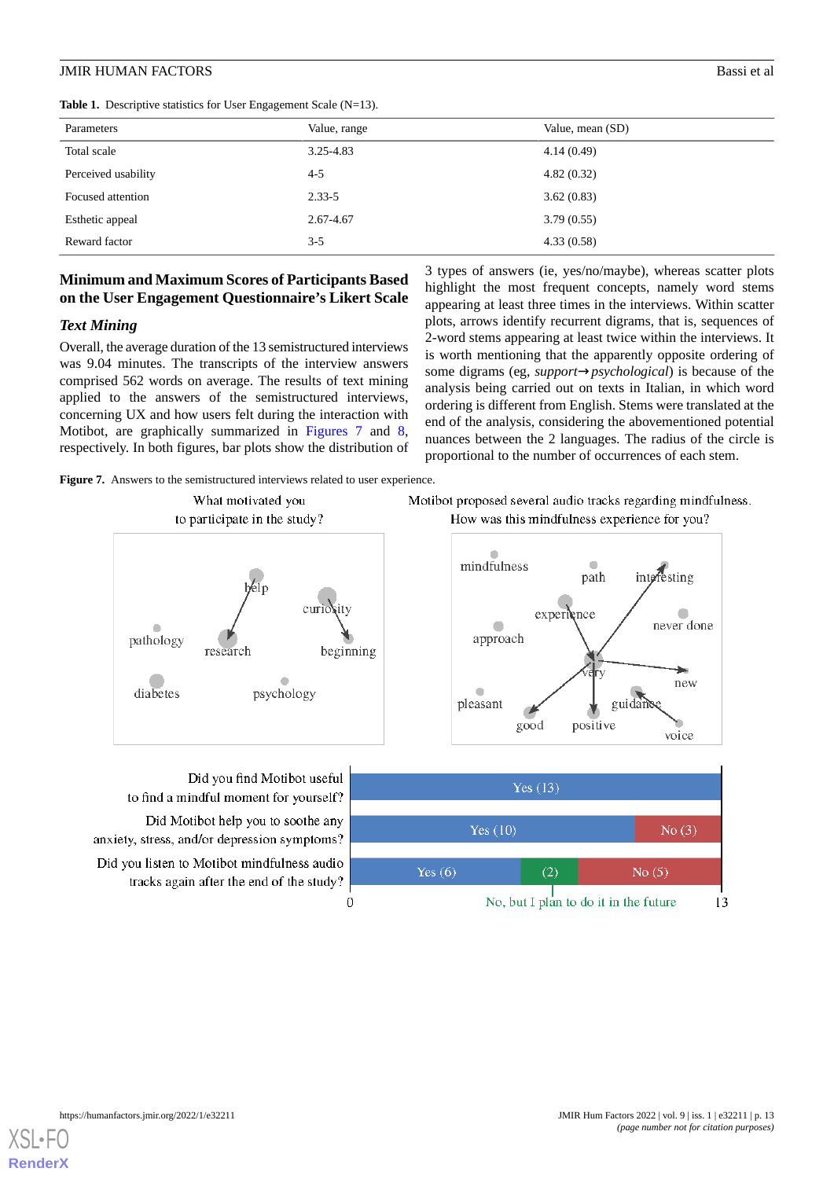**Table 1.** Descriptive statistics for User Engagement Scale (N=13).

| Parameters | Value, range | Value, mean (SD) |
|---|---|---|
| Total scale | 3.25-4.83 | 4.14 (0.49) |
| Perceived usability | 4-5 | 4.82 (0.32) |
| Focused attention | 2.33-5 | 3.62 (0.83) |
| Esthetic appeal | 2.67-4.67 | 3.79 (0.55) |
| Reward factor | 3-5 | 4.33 (0.58) |

### Minimum and Maximum Scores of Participants Based on the User Engagement Questionnaire's Likert Scale

### *Text Mining*

Overall, the average duration of the 13 semistructured interviews was 9.04 minutes. The transcripts of the interview answers comprised 562 words on average. The results of text mining applied to the answers of the semistructured interviews, concerning UX and how users felt during the interaction with Motibot, are graphically summarized in Figures 7 and 8, respectively. In both figures, bar plots show the distribution of 3 types of answers (ie, yes/no/maybe), whereas scatter plots highlight the most frequent concepts, namely word stems appearing at least three times in the interviews. Within scatter plots, arrows identify recurrent digrams, that is, sequences of 2-word stems appearing at least twice within the interviews. It is worth mentioning that the apparently opposite ordering of some digrams (eg, *support→psychological*) is because of the analysis being carried out on texts in Italian, in which word ordering is different from English. Stems were translated at the end of the analysis, considering the abovementioned potential nuances between the 2 languages. The radius of the circle is proportional to the number of occurrences of each stem.

**Figure 7.** Answers to the semistructured interviews related to user experience.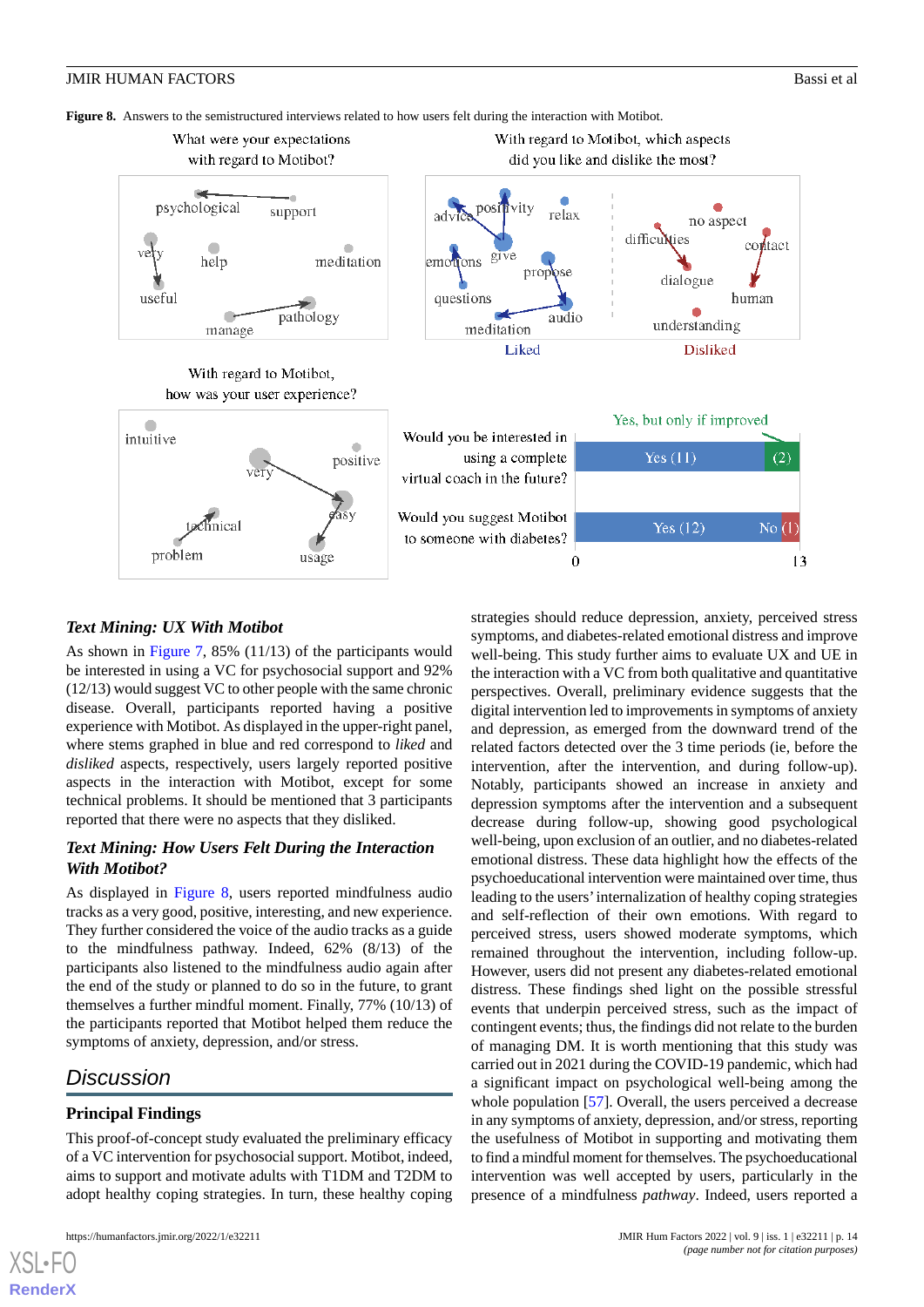**Figure 8.** Answers to the semistructured interviews related to how users felt during the interaction with Motibot.

### Text Mining: UX With Motibot

As shown in Figure 7, 85% (11/13) of the participants would be interested in using a VC for psychosocial support and 92% (12/13) would suggest VC to other people with the same chronic disease. Overall, participants reported having a positive experience with Motibot. As displayed in the upper-right panel, where stems graphed in blue and red correspond to *liked* and *disliked* aspects, respectively, users largely reported positive aspects in the interaction with Motibot, except for some technical problems. It should be mentioned that 3 participants reported that there were no aspects that they disliked.

### Text Mining: How Users Felt During the Interaction With Motibot?

As displayed in Figure 8, users reported mindfulness audio tracks as a very good, positive, interesting, and new experience. They further considered the voice of the audio tracks as a guide to the mindfulness pathway. Indeed, 62% (8/13) of the participants also listened to the mindfulness audio again after the end of the study or planned to do so in the future, to grant themselves a further mindful moment. Finally, 77% (10/13) of the participants reported that Motibot helped them reduce the symptoms of anxiety, depression, and/or stress.

# Discussion

## Principal Findings

This proof-of-concept study evaluated the preliminary efficacy of a VC intervention for psychosocial support. Motibot, indeed, aims to support and motivate adults with T1DM and T2DM to adopt healthy coping strategies. In turn, these healthy coping strategies should reduce depression, anxiety, perceived stress symptoms, and diabetes-related emotional distress and improve well-being. This study further aims to evaluate UX and UE in the interaction with a VC from both qualitative and quantitative perspectives. Overall, preliminary evidence suggests that the digital intervention led to improvements in symptoms of anxiety and depression, as emerged from the downward trend of the related factors detected over the 3 time periods (ie, before the intervention, after the intervention, and during follow-up). Notably, participants showed an increase in anxiety and depression symptoms after the intervention and a subsequent decrease during follow-up, showing good psychological well-being, upon exclusion of an outlier, and no diabetes-related emotional distress. These data highlight how the effects of the psychoeducational intervention were maintained over time, thus leading to the users' internalization of healthy coping strategies and self-reflection of their own emotions. With regard to perceived stress, users showed moderate symptoms, which remained throughout the intervention, including follow-up. However, users did not present any diabetes-related emotional distress. These findings shed light on the possible stressful events that underpin perceived stress, such as the impact of contingent events; thus, the findings did not relate to the burden of managing DM. It is worth mentioning that this study was carried out in 2021 during the COVID-19 pandemic, which had a significant impact on psychological well-being among the whole population [57]. Overall, the users perceived a decrease in any symptoms of anxiety, depression, and/or stress, reporting the usefulness of Motibot in supporting and motivating them to find a mindful moment for themselves. The psychoeducational intervention was well accepted by users, particularly in the presence of a mindfulness *pathway*. Indeed, users reported a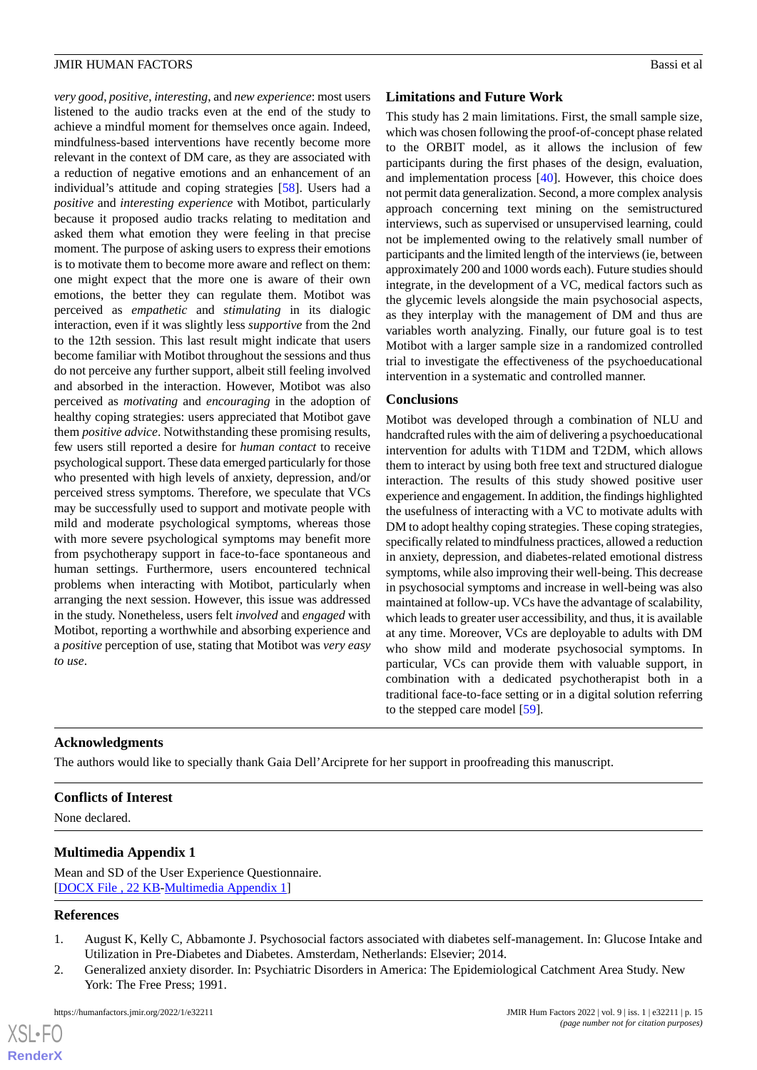*very good*, *positive*, *interesting*, and *new experience*: most users listened to the audio tracks even at the end of the study to achieve a mindful moment for themselves once again. Indeed, mindfulness-based interventions have recently become more relevant in the context of DM care, as they are associated with a reduction of negative emotions and an enhancement of an individual's attitude and coping strategies [58]. Users had a *positive* and *interesting experience* with Motibot, particularly because it proposed audio tracks relating to meditation and asked them what emotion they were feeling in that precise moment. The purpose of asking users to express their emotions is to motivate them to become more aware and reflect on them: one might expect that the more one is aware of their own emotions, the better they can regulate them. Motibot was perceived as *empathetic* and *stimulating* in its dialogic interaction, even if it was slightly less *supportive* from the 2nd to the 12th session. This last result might indicate that users become familiar with Motibot throughout the sessions and thus do not perceive any further support, albeit still feeling involved and absorbed in the interaction. However, Motibot was also perceived as *motivating* and *encouraging* in the adoption of healthy coping strategies: users appreciated that Motibot gave them *positive advice*. Notwithstanding these promising results, few users still reported a desire for *human contact* to receive psychological support. These data emerged particularly for those who presented with high levels of anxiety, depression, and/or perceived stress symptoms. Therefore, we speculate that VCs may be successfully used to support and motivate people with mild and moderate psychological symptoms, whereas those with more severe psychological symptoms may benefit more from psychotherapy support in face-to-face spontaneous and human settings. Furthermore, users encountered technical problems when interacting with Motibot, particularly when arranging the next session. However, this issue was addressed in the study. Nonetheless, users felt *involved* and *engaged* with Motibot, reporting a worthwhile and absorbing experience and a *positive* perception of use, stating that Motibot was *very easy to use*.

## Limitations and Future Work

This study has 2 main limitations. First, the small sample size, which was chosen following the proof-of-concept phase related to the ORBIT model, as it allows the inclusion of few participants during the first phases of the design, evaluation, and implementation process [40]. However, this choice does not permit data generalization. Second, a more complex analysis approach concerning text mining on the semistructured interviews, such as supervised or unsupervised learning, could not be implemented owing to the relatively small number of participants and the limited length of the interviews (ie, between approximately 200 and 1000 words each). Future studies should integrate, in the development of a VC, medical factors such as the glycemic levels alongside the main psychosocial aspects, as they interplay with the management of DM and thus are variables worth analyzing. Finally, our future goal is to test Motibot with a larger sample size in a randomized controlled trial to investigate the effectiveness of the psychoeducational intervention in a systematic and controlled manner.

## Conclusions

Motibot was developed through a combination of NLU and handcrafted rules with the aim of delivering a psychoeducational intervention for adults with T1DM and T2DM, which allows them to interact by using both free text and structured dialogue interaction. The results of this study showed positive user experience and engagement. In addition, the findings highlighted the usefulness of interacting with a VC to motivate adults with DM to adopt healthy coping strategies. These coping strategies, specifically related to mindfulness practices, allowed a reduction in anxiety, depression, and diabetes-related emotional distress symptoms, while also improving their well-being. This decrease in psychosocial symptoms and increase in well-being was also maintained at follow-up. VCs have the advantage of scalability, which leads to greater user accessibility, and thus, it is available at any time. Moreover, VCs are deployable to adults with DM who show mild and moderate psychosocial symptoms. In particular, VCs can provide them with valuable support, in combination with a dedicated psychotherapist both in a traditional face-to-face setting or in a digital solution referring to the stepped care model [59].

## Acknowledgments

The authors would like to specially thank Gaia Dell'Arciprete for her support in proofreading this manuscript.

## Conflicts of Interest

None declared.

## Multimedia Appendix 1

Mean and SD of the User Experience Questionnaire.
[DOCX File , 22 KB-Multimedia Appendix 1]

## References

1. August K, Kelly C, Abbamonte J. Psychosocial factors associated with diabetes self-management. In: Glucose Intake and Utilization in Pre-Diabetes and Diabetes. Amsterdam, Netherlands: Elsevier; 2014.
2. Generalized anxiety disorder. In: Psychiatric Disorders in America: The Epidemiological Catchment Area Study. New York: The Free Press; 1991.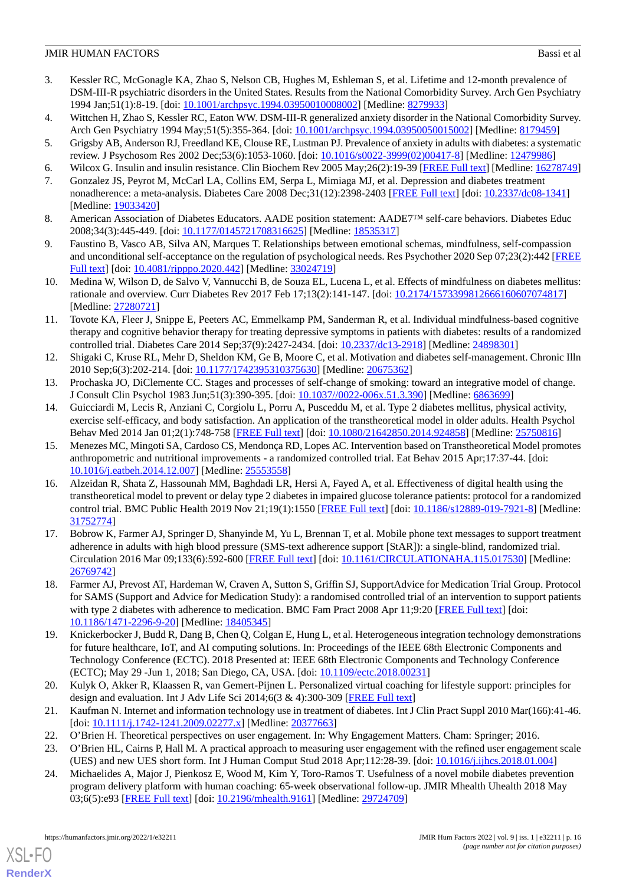3. Kessler RC, McGonagle KA, Zhao S, Nelson CB, Hughes M, Eshleman S, et al. Lifetime and 12-month prevalence of DSM-III-R psychiatric disorders in the United States. Results from the National Comorbidity Survey. Arch Gen Psychiatry 1994 Jan;51(1):8-19. [doi: 10.1001/archpsyc.1994.03950010008002] [Medline: 8279933]
4. Wittchen H, Zhao S, Kessler RC, Eaton WW. DSM-III-R generalized anxiety disorder in the National Comorbidity Survey. Arch Gen Psychiatry 1994 May;51(5):355-364. [doi: 10.1001/archpsyc.1994.03950050015002] [Medline: 8179459]
5. Grigsby AB, Anderson RJ, Freedland KE, Clouse RE, Lustman PJ. Prevalence of anxiety in adults with diabetes: a systematic review. J Psychosom Res 2002 Dec;53(6):1053-1060. [doi: 10.1016/s0022-3999(02)00417-8] [Medline: 12479986]
6. Wilcox G. Insulin and insulin resistance. Clin Biochem Rev 2005 May;26(2):19-39 [FREE Full text] [Medline: 16278749]
7. Gonzalez JS, Peyrot M, McCarl LA, Collins EM, Serpa L, Mimiaga MJ, et al. Depression and diabetes treatment nonadherence: a meta-analysis. Diabetes Care 2008 Dec;31(12):2398-2403 [FREE Full text] [doi: 10.2337/dc08-1341] [Medline: 19033420]
8. American Association of Diabetes Educators. AADE position statement: AADE7™ self-care behaviors. Diabetes Educ 2008;34(3):445-449. [doi: 10.1177/0145721708316625] [Medline: 18535317]
9. Faustino B, Vasco AB, Silva AN, Marques T. Relationships between emotional schemas, mindfulness, self-compassion and unconditional self-acceptance on the regulation of psychological needs. Res Psychother 2020 Sep 07;23(2):442 [FREE Full text] [doi: 10.4081/ripppo.2020.442] [Medline: 33024719]
10. Medina W, Wilson D, de Salvo V, Vannucchi B, de Souza EL, Lucena L, et al. Effects of mindfulness on diabetes mellitus: rationale and overview. Curr Diabetes Rev 2017 Feb 17;13(2):141-147. [doi: 10.2174/1573399812666160607074817] [Medline: 27280721]
11. Tovote KA, Fleer J, Snippe E, Peeters AC, Emmelkamp PM, Sanderman R, et al. Individual mindfulness-based cognitive therapy and cognitive behavior therapy for treating depressive symptoms in patients with diabetes: results of a randomized controlled trial. Diabetes Care 2014 Sep;37(9):2427-2434. [doi: 10.2337/dc13-2918] [Medline: 24898301]
12. Shigaki C, Kruse RL, Mehr D, Sheldon KM, Ge B, Moore C, et al. Motivation and diabetes self-management. Chronic Illn 2010 Sep;6(3):202-214. [doi: 10.1177/1742395310375630] [Medline: 20675362]
13. Prochaska JO, DiClemente CC. Stages and processes of self-change of smoking: toward an integrative model of change. J Consult Clin Psychol 1983 Jun;51(3):390-395. [doi: 10.1037//0022-006x.51.3.390] [Medline: 6863699]
14. Guicciardi M, Lecis R, Anziani C, Corgiolu L, Porru A, Pusceddu M, et al. Type 2 diabetes mellitus, physical activity, exercise self-efficacy, and body satisfaction. An application of the transtheoretical model in older adults. Health Psychol Behav Med 2014 Jan 01;2(1):748-758 [FREE Full text] [doi: 10.1080/21642850.2014.924858] [Medline: 25750816]
15. Menezes MC, Mingoti SA, Cardoso CS, Mendonça RD, Lopes AC. Intervention based on Transtheoretical Model promotes anthropometric and nutritional improvements - a randomized controlled trial. Eat Behav 2015 Apr;17:37-44. [doi: 10.1016/j.eatbeh.2014.12.007] [Medline: 25553558]
16. Alzeidan R, Shata Z, Hassounah MM, Baghdadi LR, Hersi A, Fayed A, et al. Effectiveness of digital health using the transtheoretical model to prevent or delay type 2 diabetes in impaired glucose tolerance patients: protocol for a randomized control trial. BMC Public Health 2019 Nov 21;19(1):1550 [FREE Full text] [doi: 10.1186/s12889-019-7921-8] [Medline: 31752774]
17. Bobrow K, Farmer AJ, Springer D, Shanyinde M, Yu L, Brennan T, et al. Mobile phone text messages to support treatment adherence in adults with high blood pressure (SMS-text adherence support [StAR]): a single-blind, randomized trial. Circulation 2016 Mar 09;133(6):592-600 [FREE Full text] [doi: 10.1161/CIRCULATIONAHA.115.017530] [Medline: 26769742]
18. Farmer AJ, Prevost AT, Hardeman W, Craven A, Sutton S, Griffin SJ, SupportAdvice for Medication Trial Group. Protocol for SAMS (Support and Advice for Medication Study): a randomised controlled trial of an intervention to support patients with type 2 diabetes with adherence to medication. BMC Fam Pract 2008 Apr 11;9:20 [FREE Full text] [doi: 10.1186/1471-2296-9-20] [Medline: 18405345]
19. Knickerbocker J, Budd R, Dang B, Chen Q, Colgan E, Hung L, et al. Heterogeneous integration technology demonstrations for future healthcare, IoT, and AI computing solutions. In: Proceedings of the IEEE 68th Electronic Components and Technology Conference (ECTC). 2018 Presented at: IEEE 68th Electronic Components and Technology Conference (ECTC); May 29 -Jun 1, 2018; San Diego, CA, USA. [doi: 10.1109/ectc.2018.00231]
20. Kulyk O, Akker R, Klaassen R, van Gemert-Pijnen L. Personalized virtual coaching for lifestyle support: principles for design and evaluation. Int J Adv Life Sci 2014;6(3 & 4):300-309 [FREE Full text]
21. Kaufman N. Internet and information technology use in treatment of diabetes. Int J Clin Pract Suppl 2010 Mar(166):41-46. [doi: 10.1111/j.1742-1241.2009.02277.x] [Medline: 20377663]
22. O'Brien H. Theoretical perspectives on user engagement. In: Why Engagement Matters. Cham: Springer; 2016.
23. O'Brien HL, Cairns P, Hall M. A practical approach to measuring user engagement with the refined user engagement scale (UES) and new UES short form. Int J Hum Comput Stud 2018 Apr;112:28-39. [doi: 10.1016/j.ijhcs.2018.01.004]
24. Michaelides A, Major J, Pienkosz E, Wood M, Kim Y, Toro-Ramos T. Usefulness of a novel mobile diabetes prevention program delivery platform with human coaching: 65-week observational follow-up. JMIR Mhealth Uhealth 2018 May 03;6(5):e93 [FREE Full text] [doi: 10.2196/mhealth.9161] [Medline: 29724709]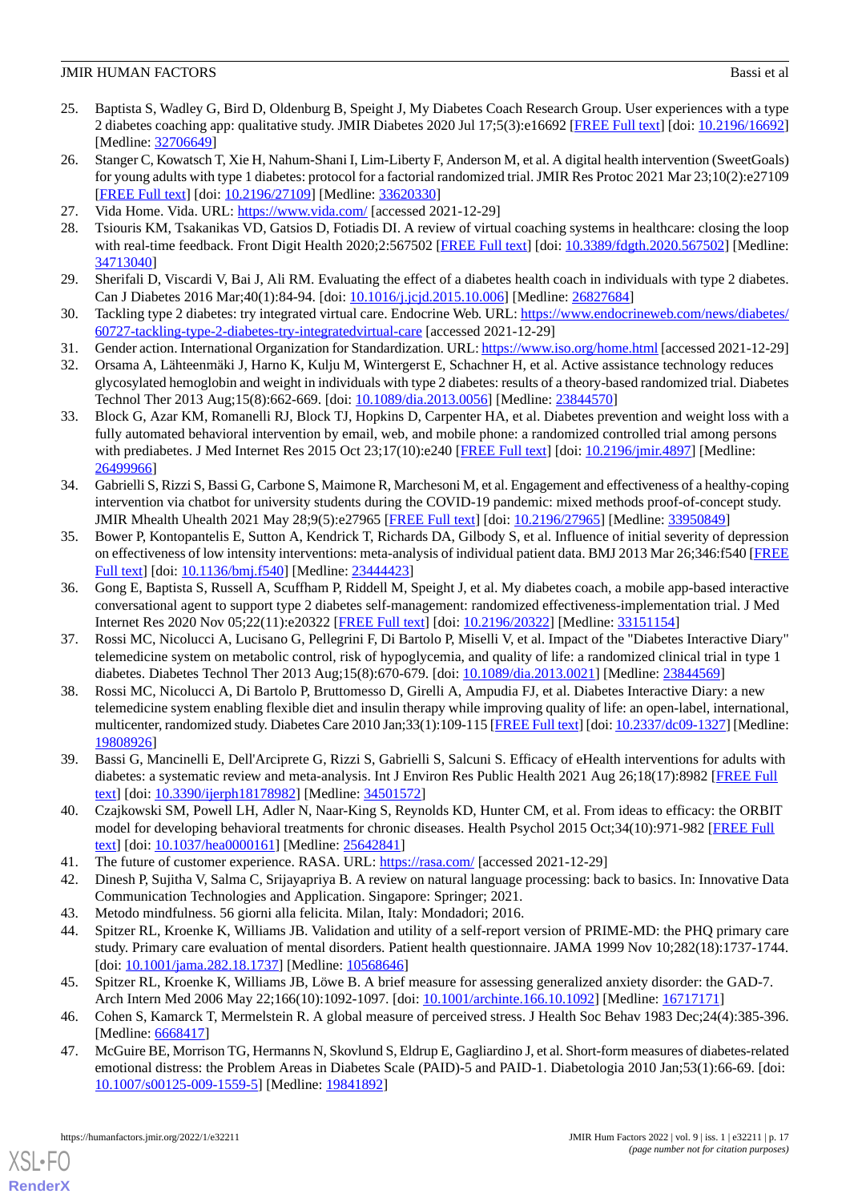25. Baptista S, Wadley G, Bird D, Oldenburg B, Speight J, My Diabetes Coach Research Group. User experiences with a type 2 diabetes coaching app: qualitative study. JMIR Diabetes 2020 Jul 17;5(3):e16692 [FREE Full text] [doi: 10.2196/16692] [Medline: 32706649]
26. Stanger C, Kowatsch T, Xie H, Nahum-Shani I, Lim-Liberty F, Anderson M, et al. A digital health intervention (SweetGoals) for young adults with type 1 diabetes: protocol for a factorial randomized trial. JMIR Res Protoc 2021 Mar 23;10(2):e27109 [FREE Full text] [doi: 10.2196/27109] [Medline: 33620330]
27. Vida Home. Vida. URL: https://www.vida.com/ [accessed 2021-12-29]
28. Tsiouris KM, Tsakanikas VD, Gatsios D, Fotiadis DI. A review of virtual coaching systems in healthcare: closing the loop with real-time feedback. Front Digit Health 2020;2:567502 [FREE Full text] [doi: 10.3389/fdgth.2020.567502] [Medline: 34713040]
29. Sherifali D, Viscardi V, Bai J, Ali RM. Evaluating the effect of a diabetes health coach in individuals with type 2 diabetes. Can J Diabetes 2016 Mar;40(1):84-94. [doi: 10.1016/j.jcjd.2015.10.006] [Medline: 26827684]
30. Tackling type 2 diabetes: try integrated virtual care. Endocrine Web. URL: https://www.endocrineweb.com/news/diabetes/60727-tackling-type-2-diabetes-try-integratedvirtual-care [accessed 2021-12-29]
31. Gender action. International Organization for Standardization. URL: https://www.iso.org/home.html [accessed 2021-12-29]
32. Orsama A, Lähteenmäki J, Harno K, Kulju M, Wintergerst E, Schachner H, et al. Active assistance technology reduces glycosylated hemoglobin and weight in individuals with type 2 diabetes: results of a theory-based randomized trial. Diabetes Technol Ther 2013 Aug;15(8):662-669. [doi: 10.1089/dia.2013.0056] [Medline: 23844570]
33. Block G, Azar KM, Romanelli RJ, Block TJ, Hopkins D, Carpenter HA, et al. Diabetes prevention and weight loss with a fully automated behavioral intervention by email, web, and mobile phone: a randomized controlled trial among persons with prediabetes. J Med Internet Res 2015 Oct 23;17(10):e240 [FREE Full text] [doi: 10.2196/jmir.4897] [Medline: 26499966]
34. Gabrielli S, Rizzi S, Bassi G, Carbone S, Maimone R, Marchesoni M, et al. Engagement and effectiveness of a healthy-coping intervention via chatbot for university students during the COVID-19 pandemic: mixed methods proof-of-concept study. JMIR Mhealth Uhealth 2021 May 28;9(5):e27965 [FREE Full text] [doi: 10.2196/27965] [Medline: 33950849]
35. Bower P, Kontopantelis E, Sutton A, Kendrick T, Richards DA, Gilbody S, et al. Influence of initial severity of depression on effectiveness of low intensity interventions: meta-analysis of individual patient data. BMJ 2013 Mar 26;346:f540 [FREE Full text] [doi: 10.1136/bmj.f540] [Medline: 23444423]
36. Gong E, Baptista S, Russell A, Scuffham P, Riddell M, Speight J, et al. My diabetes coach, a mobile app-based interactive conversational agent to support type 2 diabetes self-management: randomized effectiveness-implementation trial. J Med Internet Res 2020 Nov 05;22(11):e20322 [FREE Full text] [doi: 10.2196/20322] [Medline: 33151154]
37. Rossi MC, Nicolucci A, Lucisano G, Pellegrini F, Di Bartolo P, Miselli V, et al. Impact of the "Diabetes Interactive Diary" telemedicine system on metabolic control, risk of hypoglycemia, and quality of life: a randomized clinical trial in type 1 diabetes. Diabetes Technol Ther 2013 Aug;15(8):670-679. [doi: 10.1089/dia.2013.0021] [Medline: 23844569]
38. Rossi MC, Nicolucci A, Di Bartolo P, Bruttomesso D, Girelli A, Ampudia FJ, et al. Diabetes Interactive Diary: a new telemedicine system enabling flexible diet and insulin therapy while improving quality of life: an open-label, international, multicenter, randomized study. Diabetes Care 2010 Jan;33(1):109-115 [FREE Full text] [doi: 10.2337/dc09-1327] [Medline: 19808926]
39. Bassi G, Mancinelli E, Dell'Arciprete G, Rizzi S, Gabrielli S, Salcuni S. Efficacy of eHealth interventions for adults with diabetes: a systematic review and meta-analysis. Int J Environ Res Public Health 2021 Aug 26;18(17):8982 [FREE Full text] [doi: 10.3390/ijerph18178982] [Medline: 34501572]
40. Czajkowski SM, Powell LH, Adler N, Naar-King S, Reynolds KD, Hunter CM, et al. From ideas to efficacy: the ORBIT model for developing behavioral treatments for chronic diseases. Health Psychol 2015 Oct;34(10):971-982 [FREE Full text] [doi: 10.1037/hea0000161] [Medline: 25642841]
41. The future of customer experience. RASA. URL: https://rasa.com/ [accessed 2021-12-29]
42. Dinesh P, Sujitha V, Salma C, Srijayapriya B. A review on natural language processing: back to basics. In: Innovative Data Communication Technologies and Application. Singapore: Springer; 2021.
43. Metodo mindfulness. 56 giorni alla felicita. Milan, Italy: Mondadori; 2016.
44. Spitzer RL, Kroenke K, Williams JB. Validation and utility of a self-report version of PRIME-MD: the PHQ primary care study. Primary care evaluation of mental disorders. Patient health questionnaire. JAMA 1999 Nov 10;282(18):1737-1744. [doi: 10.1001/jama.282.18.1737] [Medline: 10568646]
45. Spitzer RL, Kroenke K, Williams JB, Löwe B. A brief measure for assessing generalized anxiety disorder: the GAD-7. Arch Intern Med 2006 May 22;166(10):1092-1097. [doi: 10.1001/archinte.166.10.1092] [Medline: 16717171]
46. Cohen S, Kamarck T, Mermelstein R. A global measure of perceived stress. J Health Soc Behav 1983 Dec;24(4):385-396. [Medline: 6668417]
47. McGuire BE, Morrison TG, Hermanns N, Skovlund S, Eldrup E, Gagliardino J, et al. Short-form measures of diabetes-related emotional distress: the Problem Areas in Diabetes Scale (PAID)-5 and PAID-1. Diabetologia 2010 Jan;53(1):66-69. [doi: 10.1007/s00125-009-1559-5] [Medline: 19841892]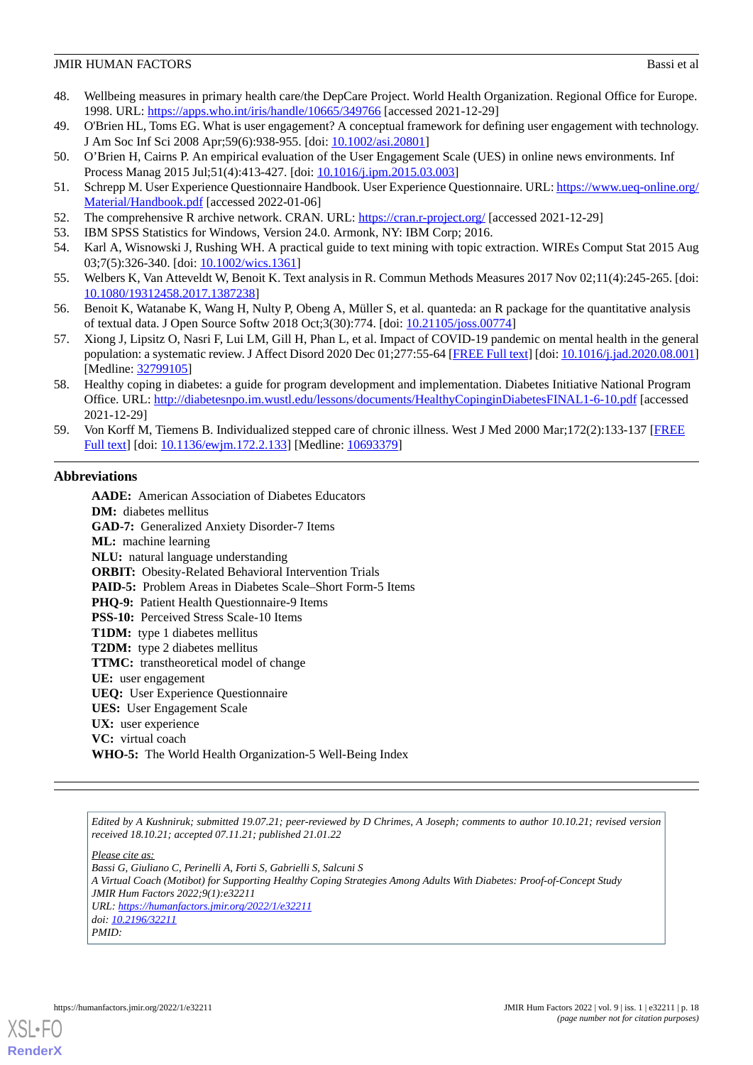48. Wellbeing measures in primary health care/the DepCare Project. World Health Organization. Regional Office for Europe. 1998. URL: https://apps.who.int/iris/handle/10665/349766 [accessed 2021-12-29]
49. O'Brien HL, Toms EG. What is user engagement? A conceptual framework for defining user engagement with technology. J Am Soc Inf Sci 2008 Apr;59(6):938-955. [doi: 10.1002/asi.20801]
50. O'Brien H, Cairns P. An empirical evaluation of the User Engagement Scale (UES) in online news environments. Inf Process Manag 2015 Jul;51(4):413-427. [doi: 10.1016/j.ipm.2015.03.003]
51. Schrepp M. User Experience Questionnaire Handbook. User Experience Questionnaire. URL: https://www.ueq-online.org/Material/Handbook.pdf [accessed 2022-01-06]
52. The comprehensive R archive network. CRAN. URL: https://cran.r-project.org/ [accessed 2021-12-29]
53. IBM SPSS Statistics for Windows, Version 24.0. Armonk, NY: IBM Corp; 2016.
54. Karl A, Wisnowski J, Rushing WH. A practical guide to text mining with topic extraction. WIREs Comput Stat 2015 Aug 03;7(5):326-340. [doi: 10.1002/wics.1361]
55. Welbers K, Van Atteveldt W, Benoit K. Text analysis in R. Commun Methods Measures 2017 Nov 02;11(4):245-265. [doi: 10.1080/19312458.2017.1387238]
56. Benoit K, Watanabe K, Wang H, Nulty P, Obeng A, Müller S, et al. quanteda: an R package for the quantitative analysis of textual data. J Open Source Softw 2018 Oct;3(30):774. [doi: 10.21105/joss.00774]
57. Xiong J, Lipsitz O, Nasri F, Lui LM, Gill H, Phan L, et al. Impact of COVID-19 pandemic on mental health in the general population: a systematic review. J Affect Disord 2020 Dec 01;277:55-64 [FREE Full text] [doi: 10.1016/j.jad.2020.08.001] [Medline: 32799105]
58. Healthy coping in diabetes: a guide for program development and implementation. Diabetes Initiative National Program Office. URL: http://diabetesnpo.im.wustl.edu/lessons/documents/HealthyCopinginDiabetesFINAL1-6-10.pdf [accessed 2021-12-29]
59. Von Korff M, Tiemens B. Individualized stepped care of chronic illness. West J Med 2000 Mar;172(2):133-137 [FREE Full text] [doi: 10.1136/ewjm.172.2.133] [Medline: 10693379]

## Abbreviations

**AADE:** American Association of Diabetes Educators
**DM:** diabetes mellitus
**GAD-7:** Generalized Anxiety Disorder-7 Items
**ML:** machine learning
**NLU:** natural language understanding
**ORBIT:** Obesity-Related Behavioral Intervention Trials
**PAID-5:** Problem Areas in Diabetes Scale–Short Form-5 Items
**PHQ-9:** Patient Health Questionnaire-9 Items
**PSS-10:** Perceived Stress Scale-10 Items
**T1DM:** type 1 diabetes mellitus
**T2DM:** type 2 diabetes mellitus
**TTMC:** transtheoretical model of change
**UE:** user engagement
**UEQ:** User Experience Questionnaire
**UES:** User Engagement Scale
**UX:** user experience
**VC:** virtual coach
**WHO-5:** The World Health Organization-5 Well-Being Index

*Edited by A Kushniruk; submitted 19.07.21; peer-reviewed by D Chrimes, A Joseph; comments to author 10.10.21; revised version received 18.10.21; accepted 07.11.21; published 21.01.22*

*Please cite as:*
*Bassi G, Giuliano C, Perinelli A, Forti S, Gabrielli S, Salcuni S*
*A Virtual Coach (Motibot) for Supporting Healthy Coping Strategies Among Adults With Diabetes: Proof-of-Concept Study*
*JMIR Hum Factors 2022;9(1):e32211*
*URL: https://humanfactors.jmir.org/2022/1/e32211*
*doi: 10.2196/32211*
*PMID:*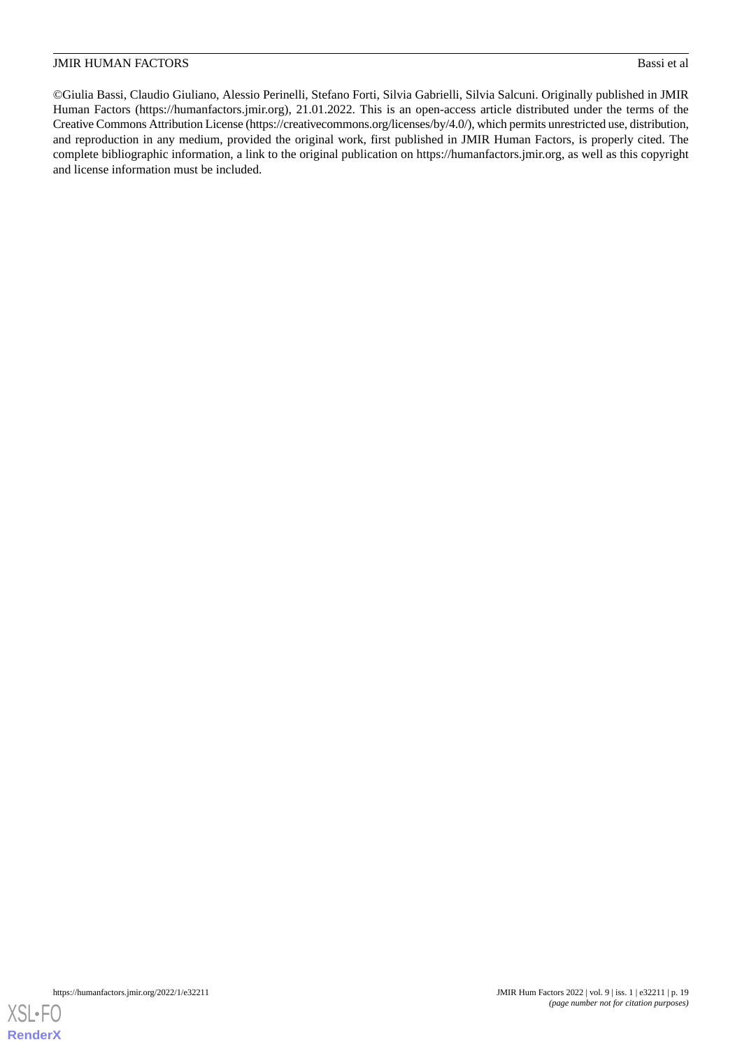©Giulia Bassi, Claudio Giuliano, Alessio Perinelli, Stefano Forti, Silvia Gabrielli, Silvia Salcuni. Originally published in JMIR Human Factors (https://humanfactors.jmir.org), 21.01.2022. This is an open-access article distributed under the terms of the Creative Commons Attribution License (https://creativecommons.org/licenses/by/4.0/), which permits unrestricted use, distribution, and reproduction in any medium, provided the original work, first published in JMIR Human Factors, is properly cited. The complete bibliographic information, a link to the original publication on https://humanfactors.jmir.org, as well as this copyright and license information must be included.